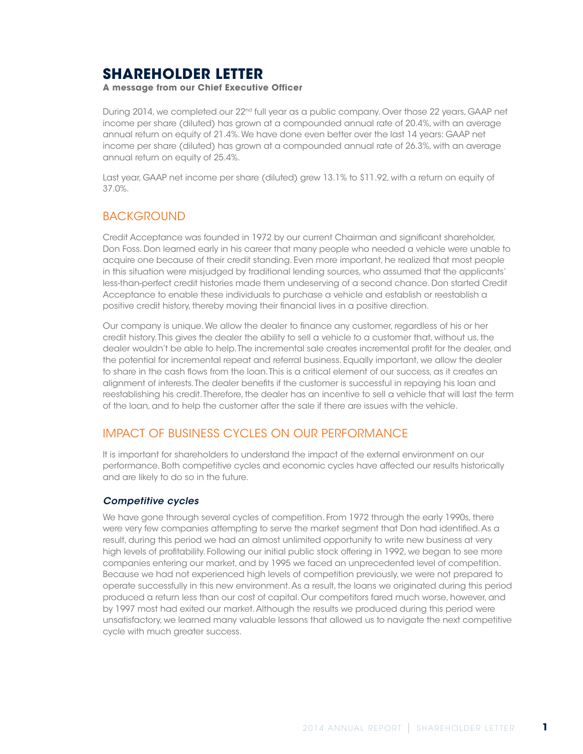# SHAREHOLDER LETTER

**A message from our Chief Executive Officer**

During 2014, we completed our 22nd full year as a public company. Over those 22 years, GAAP net income per share (diluted) has grown at a compounded annual rate of 20.4%, with an average annual return on equity of 21.4%. We have done even better over the last 14 years: GAAP net income per share (diluted) has grown at a compounded annual rate of 26.3%, with an average annual return on equity of 25.4%.

Last year, GAAP net income per share (diluted) grew 13.1% to $11.92, with a return on equity of 37.0%.

## BACKGROUND

Credit Acceptance was founded in 1972 by our current Chairman and significant shareholder, Don Foss. Don learned early in his career that many people who needed a vehicle were unable to acquire one because of their credit standing. Even more important, he realized that most people in this situation were misjudged by traditional lending sources, who assumed that the applicants' less-than-perfect credit histories made them undeserving of a second chance. Don started Credit Acceptance to enable these individuals to purchase a vehicle and establish or reestablish a positive credit history, thereby moving their financial lives in a positive direction.

Our company is unique. We allow the dealer to finance any customer, regardless of his or her credit history. This gives the dealer the ability to sell a vehicle to a customer that, without us, the dealer wouldn't be able to help. The incremental sale creates incremental profit for the dealer, and the potential for incremental repeat and referral business. Equally important, we allow the dealer to share in the cash flows from the loan. This is a critical element of our success, as it creates an alignment of interests. The dealer benefits if the customer is successful in repaying his loan and reestablishing his credit. Therefore, the dealer has an incentive to sell a vehicle that will last the term of the loan, and to help the customer after the sale if there are issues with the vehicle.

## IMPACT OF BUSINESS CYCLES ON OUR PERFORMANCE

It is important for shareholders to understand the impact of the external environment on our performance. Both competitive cycles and economic cycles have affected our results historically and are likely to do so in the future.

### *Competitive cycles*

We have gone through several cycles of competition. From 1972 through the early 1990s, there were very few companies attempting to serve the market segment that Don had identified. As a result, during this period we had an almost unlimited opportunity to write new business at very high levels of profitability. Following our initial public stock offering in 1992, we began to see more companies entering our market, and by 1995 we faced an unprecedented level of competition. Because we had not experienced high levels of competition previously, we were not prepared to operate successfully in this new environment. As a result, the loans we originated during this period produced a return less than our cost of capital. Our competitors fared much worse, however, and by 1997 most had exited our market. Although the results we produced during this period were unsatisfactory, we learned many valuable lessons that allowed us to navigate the next competitive cycle with much greater success.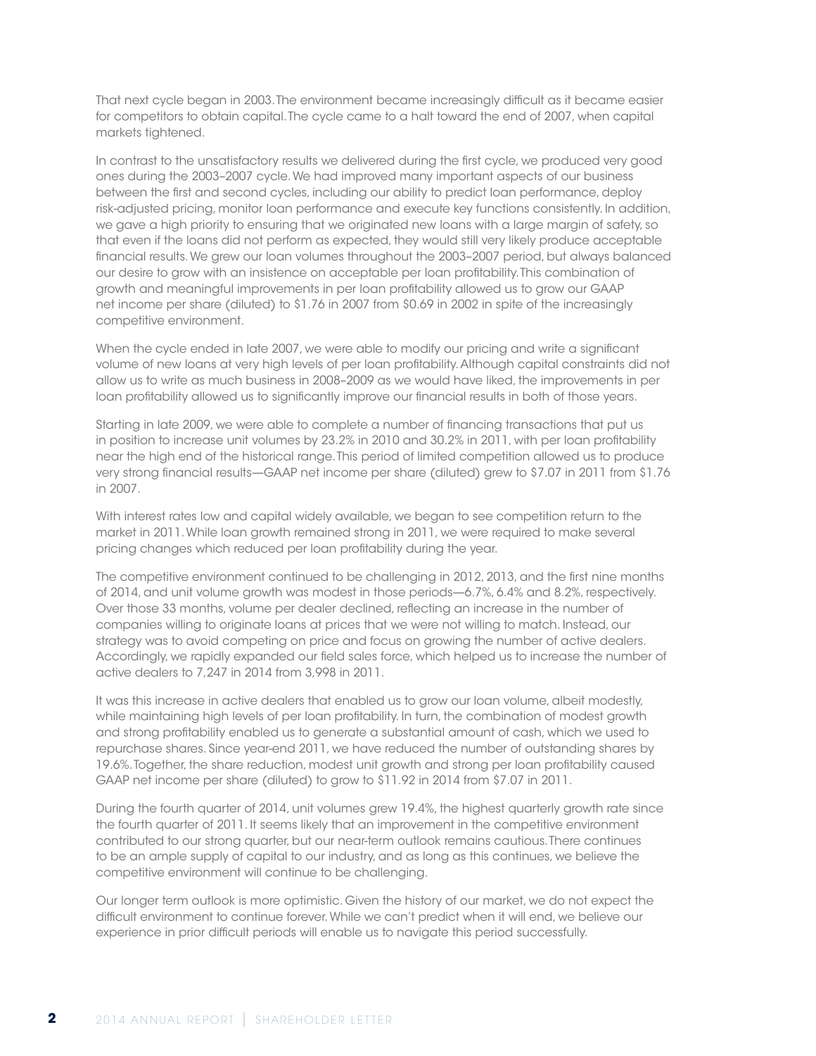That next cycle began in 2003. The environment became increasingly difficult as it became easier for competitors to obtain capital. The cycle came to a halt toward the end of 2007, when capital markets tightened.

In contrast to the unsatisfactory results we delivered during the first cycle, we produced very good ones during the 2003–2007 cycle. We had improved many important aspects of our business between the first and second cycles, including our ability to predict loan performance, deploy risk-adjusted pricing, monitor loan performance and execute key functions consistently. In addition, we gave a high priority to ensuring that we originated new loans with a large margin of safety, so that even if the loans did not perform as expected, they would still very likely produce acceptable financial results. We grew our loan volumes throughout the 2003–2007 period, but always balanced our desire to grow with an insistence on acceptable per loan profitability. This combination of growth and meaningful improvements in per loan profitability allowed us to grow our GAAP net income per share (diluted) to $1.76 in 2007 from $0.69 in 2002 in spite of the increasingly competitive environment.

When the cycle ended in late 2007, we were able to modify our pricing and write a significant volume of new loans at very high levels of per loan profitability. Although capital constraints did not allow us to write as much business in 2008–2009 as we would have liked, the improvements in per loan profitability allowed us to significantly improve our financial results in both of those years.

Starting in late 2009, we were able to complete a number of financing transactions that put us in position to increase unit volumes by 23.2% in 2010 and 30.2% in 2011, with per loan profitability near the high end of the historical range. This period of limited competition allowed us to produce very strong financial results—GAAP net income per share (diluted) grew to $7.07 in 2011 from $1.76 in 2007.

With interest rates low and capital widely available, we began to see competition return to the market in 2011. While loan growth remained strong in 2011, we were required to make several pricing changes which reduced per loan profitability during the year.

The competitive environment continued to be challenging in 2012, 2013, and the first nine months of 2014, and unit volume growth was modest in those periods—6.7%, 6.4% and 8.2%, respectively. Over those 33 months, volume per dealer declined, reflecting an increase in the number of companies willing to originate loans at prices that we were not willing to match. Instead, our strategy was to avoid competing on price and focus on growing the number of active dealers. Accordingly, we rapidly expanded our field sales force, which helped us to increase the number of active dealers to 7,247 in 2014 from 3,998 in 2011.

It was this increase in active dealers that enabled us to grow our loan volume, albeit modestly, while maintaining high levels of per loan profitability. In turn, the combination of modest growth and strong profitability enabled us to generate a substantial amount of cash, which we used to repurchase shares. Since year-end 2011, we have reduced the number of outstanding shares by 19.6%. Together, the share reduction, modest unit growth and strong per loan profitability caused GAAP net income per share (diluted) to grow to $11.92 in 2014 from $7.07 in 2011.

During the fourth quarter of 2014, unit volumes grew 19.4%, the highest quarterly growth rate since the fourth quarter of 2011. It seems likely that an improvement in the competitive environment contributed to our strong quarter, but our near-term outlook remains cautious. There continues to be an ample supply of capital to our industry, and as long as this continues, we believe the competitive environment will continue to be challenging.

Our longer term outlook is more optimistic. Given the history of our market, we do not expect the difficult environment to continue forever. While we can't predict when it will end, we believe our experience in prior difficult periods will enable us to navigate this period successfully.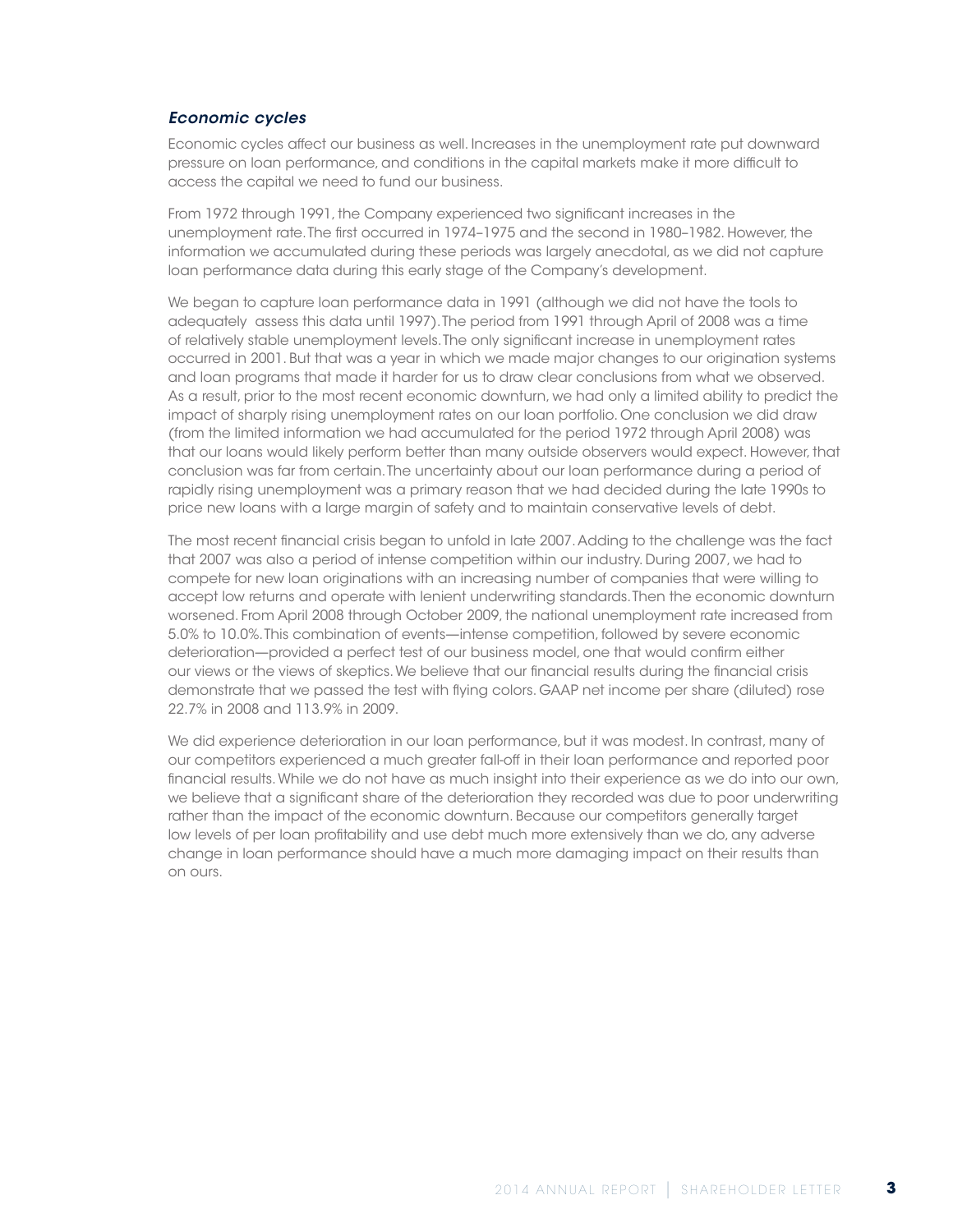### *Economic cycles*

Economic cycles affect our business as well. Increases in the unemployment rate put downward pressure on loan performance, and conditions in the capital markets make it more difficult to access the capital we need to fund our business.

From 1972 through 1991, the Company experienced two significant increases in the unemployment rate. The first occurred in 1974–1975 and the second in 1980–1982. However, the information we accumulated during these periods was largely anecdotal, as we did not capture loan performance data during this early stage of the Company's development.

We began to capture loan performance data in 1991 (although we did not have the tools to adequately assess this data until 1997). The period from 1991 through April of 2008 was a time of relatively stable unemployment levels. The only significant increase in unemployment rates occurred in 2001. But that was a year in which we made major changes to our origination systems and loan programs that made it harder for us to draw clear conclusions from what we observed. As a result, prior to the most recent economic downturn, we had only a limited ability to predict the impact of sharply rising unemployment rates on our loan portfolio. One conclusion we did draw (from the limited information we had accumulated for the period 1972 through April 2008) was that our loans would likely perform better than many outside observers would expect. However, that conclusion was far from certain. The uncertainty about our loan performance during a period of rapidly rising unemployment was a primary reason that we had decided during the late 1990s to price new loans with a large margin of safety and to maintain conservative levels of debt.

The most recent financial crisis began to unfold in late 2007. Adding to the challenge was the fact that 2007 was also a period of intense competition within our industry. During 2007, we had to compete for new loan originations with an increasing number of companies that were willing to accept low returns and operate with lenient underwriting standards. Then the economic downturn worsened. From April 2008 through October 2009, the national unemployment rate increased from 5.0% to 10.0%. This combination of events—intense competition, followed by severe economic deterioration—provided a perfect test of our business model, one that would confirm either our views or the views of skeptics. We believe that our financial results during the financial crisis demonstrate that we passed the test with flying colors. GAAP net income per share (diluted) rose 22.7% in 2008 and 113.9% in 2009.

We did experience deterioration in our loan performance, but it was modest. In contrast, many of our competitors experienced a much greater fall-off in their loan performance and reported poor financial results. While we do not have as much insight into their experience as we do into our own, we believe that a significant share of the deterioration they recorded was due to poor underwriting rather than the impact of the economic downturn. Because our competitors generally target low levels of per loan profitability and use debt much more extensively than we do, any adverse change in loan performance should have a much more damaging impact on their results than on ours.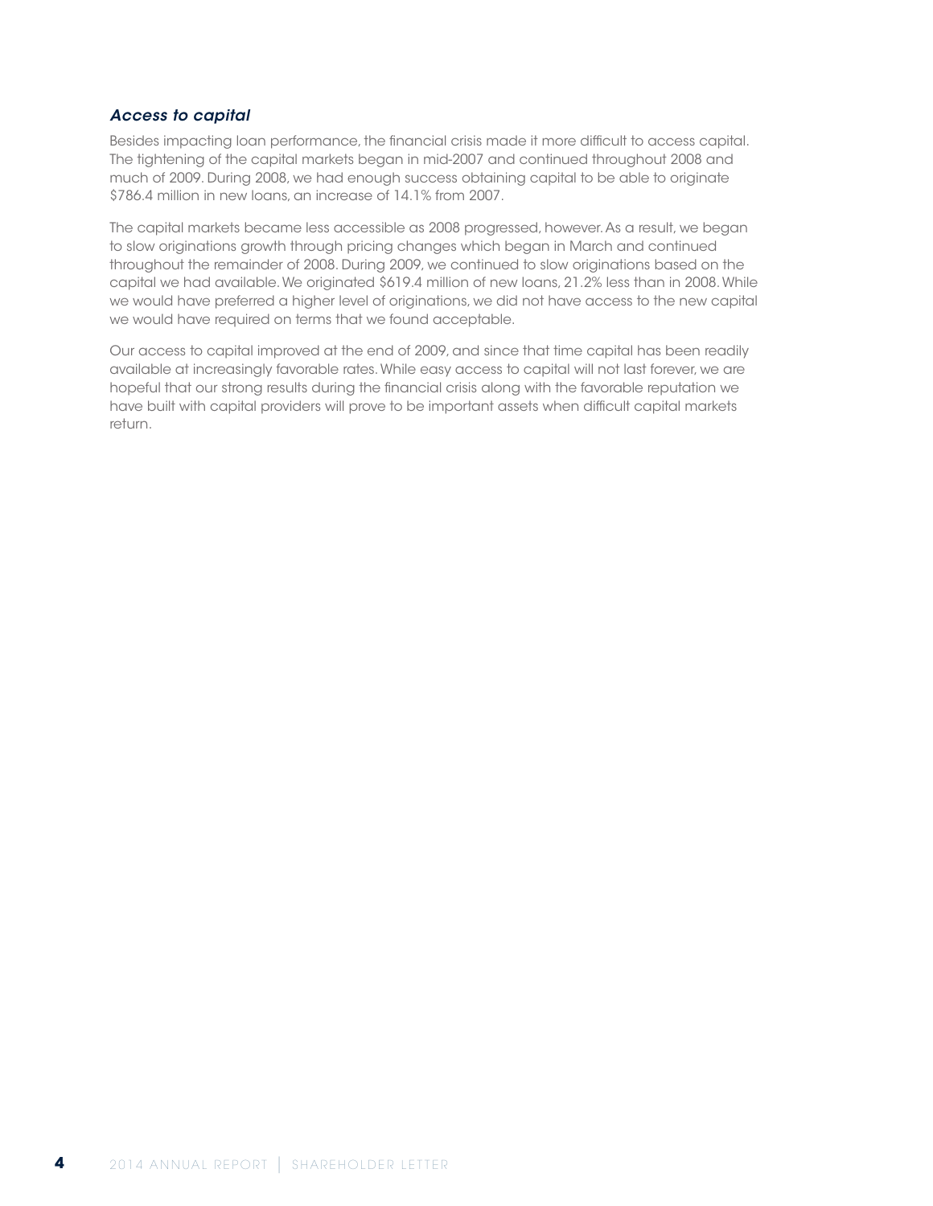### *Access to capital*

Besides impacting loan performance, the financial crisis made it more difficult to access capital. The tightening of the capital markets began in mid-2007 and continued throughout 2008 and much of 2009. During 2008, we had enough success obtaining capital to be able to originate $786.4 million in new loans, an increase of 14.1% from 2007.

The capital markets became less accessible as 2008 progressed, however. As a result, we began to slow originations growth through pricing changes which began in March and continued throughout the remainder of 2008. During 2009, we continued to slow originations based on the capital we had available. We originated $619.4 million of new loans, 21.2% less than in 2008. While we would have preferred a higher level of originations, we did not have access to the new capital we would have required on terms that we found acceptable.

Our access to capital improved at the end of 2009, and since that time capital has been readily available at increasingly favorable rates. While easy access to capital will not last forever, we are hopeful that our strong results during the financial crisis along with the favorable reputation we have built with capital providers will prove to be important assets when difficult capital markets return.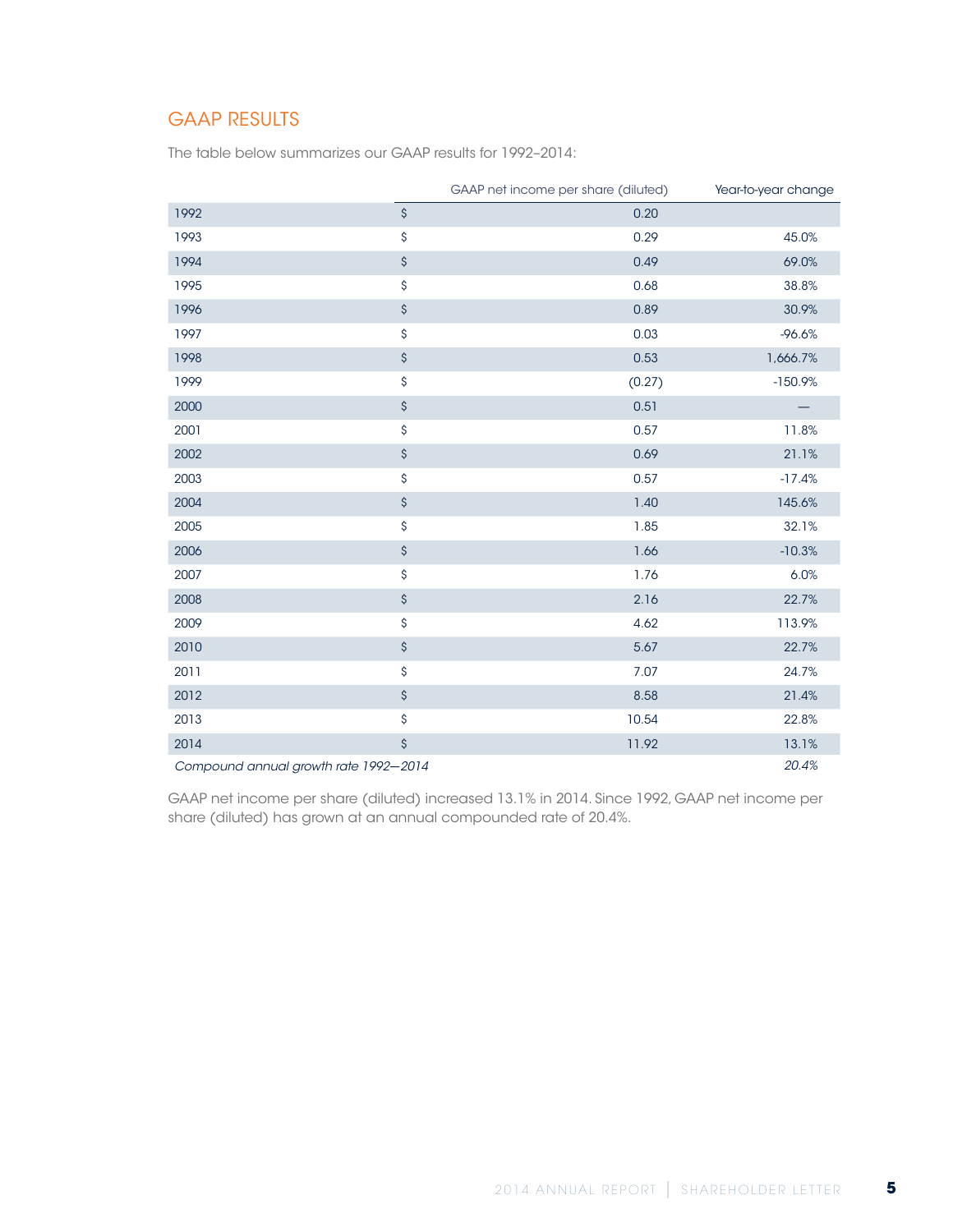## GAAP RESULTS

The table below summarizes our GAAP results for 1992–2014:

| | GAAP net income per share (diluted) | Year-to-year change |
|---|---|---|
| 1992 | $ 0.20 | |
| 1993 | $ 0.29 | 45.0% |
| 1994 | $ 0.49 | 69.0% |
| 1995 | $ 0.68 | 38.8% |
| 1996 | $ 0.89 | 30.9% |
| 1997 | $ 0.03 | -96.6% |
| 1998 | $ 0.53 | 1,666.7% |
| 1999 | $ (0.27) | -150.9% |
| 2000 | $ 0.51 | — |
| 2001 | $ 0.57 | 11.8% |
| 2002 | $ 0.69 | 21.1% |
| 2003 | $ 0.57 | -17.4% |
| 2004 | $ 1.40 | 145.6% |
| 2005 | $ 1.85 | 32.1% |
| 2006 | $ 1.66 | -10.3% |
| 2007 | $ 1.76 | 6.0% |
| 2008 | $ 2.16 | 22.7% |
| 2009 | $ 4.62 | 113.9% |
| 2010 | $ 5.67 | 22.7% |
| 2011 | $ 7.07 | 24.7% |
| 2012 | $ 8.58 | 21.4% |
| 2013 | $ 10.54 | 22.8% |
| 2014 | $ 11.92 | 13.1% |
| *Compound annual growth rate 1992—2014* | | *20.4%* |

GAAP net income per share (diluted) increased 13.1% in 2014. Since 1992, GAAP net income per share (diluted) has grown at an annual compounded rate of 20.4%.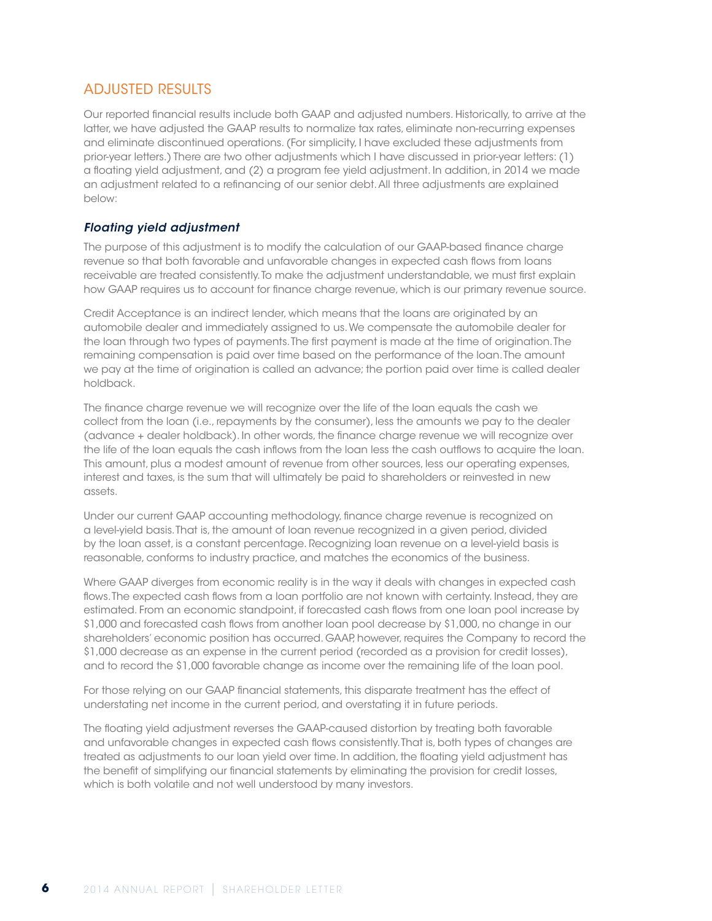## ADJUSTED RESULTS

Our reported financial results include both GAAP and adjusted numbers. Historically, to arrive at the latter, we have adjusted the GAAP results to normalize tax rates, eliminate non-recurring expenses and eliminate discontinued operations. (For simplicity, I have excluded these adjustments from prior-year letters.) There are two other adjustments which I have discussed in prior-year letters: (1) a floating yield adjustment, and (2) a program fee yield adjustment. In addition, in 2014 we made an adjustment related to a refinancing of our senior debt. All three adjustments are explained below:

### *Floating yield adjustment*

The purpose of this adjustment is to modify the calculation of our GAAP-based finance charge revenue so that both favorable and unfavorable changes in expected cash flows from loans receivable are treated consistently. To make the adjustment understandable, we must first explain how GAAP requires us to account for finance charge revenue, which is our primary revenue source.

Credit Acceptance is an indirect lender, which means that the loans are originated by an automobile dealer and immediately assigned to us. We compensate the automobile dealer for the loan through two types of payments. The first payment is made at the time of origination. The remaining compensation is paid over time based on the performance of the loan. The amount we pay at the time of origination is called an advance; the portion paid over time is called dealer holdback.

The finance charge revenue we will recognize over the life of the loan equals the cash we collect from the loan (i.e., repayments by the consumer), less the amounts we pay to the dealer (advance + dealer holdback). In other words, the finance charge revenue we will recognize over the life of the loan equals the cash inflows from the loan less the cash outflows to acquire the loan. This amount, plus a modest amount of revenue from other sources, less our operating expenses, interest and taxes, is the sum that will ultimately be paid to shareholders or reinvested in new assets.

Under our current GAAP accounting methodology, finance charge revenue is recognized on a level-yield basis. That is, the amount of loan revenue recognized in a given period, divided by the loan asset, is a constant percentage. Recognizing loan revenue on a level-yield basis is reasonable, conforms to industry practice, and matches the economics of the business.

Where GAAP diverges from economic reality is in the way it deals with changes in expected cash flows. The expected cash flows from a loan portfolio are not known with certainty. Instead, they are estimated. From an economic standpoint, if forecasted cash flows from one loan pool increase by $1,000 and forecasted cash flows from another loan pool decrease by $1,000, no change in our shareholders' economic position has occurred. GAAP, however, requires the Company to record the $1,000 decrease as an expense in the current period (recorded as a provision for credit losses), and to record the $1,000 favorable change as income over the remaining life of the loan pool.

For those relying on our GAAP financial statements, this disparate treatment has the effect of understating net income in the current period, and overstating it in future periods.

The floating yield adjustment reverses the GAAP-caused distortion by treating both favorable and unfavorable changes in expected cash flows consistently. That is, both types of changes are treated as adjustments to our loan yield over time. In addition, the floating yield adjustment has the benefit of simplifying our financial statements by eliminating the provision for credit losses, which is both volatile and not well understood by many investors.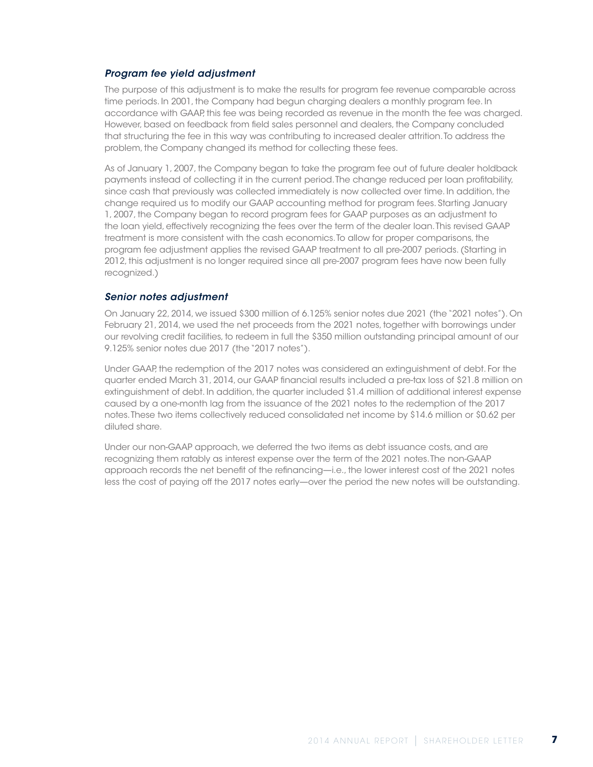### *Program fee yield adjustment*

The purpose of this adjustment is to make the results for program fee revenue comparable across time periods. In 2001, the Company had begun charging dealers a monthly program fee. In accordance with GAAP, this fee was being recorded as revenue in the month the fee was charged. However, based on feedback from field sales personnel and dealers, the Company concluded that structuring the fee in this way was contributing to increased dealer attrition. To address the problem, the Company changed its method for collecting these fees.

As of January 1, 2007, the Company began to take the program fee out of future dealer holdback payments instead of collecting it in the current period. The change reduced per loan profitability, since cash that previously was collected immediately is now collected over time. In addition, the change required us to modify our GAAP accounting method for program fees. Starting January 1, 2007, the Company began to record program fees for GAAP purposes as an adjustment to the loan yield, effectively recognizing the fees over the term of the dealer loan. This revised GAAP treatment is more consistent with the cash economics. To allow for proper comparisons, the program fee adjustment applies the revised GAAP treatment to all pre-2007 periods. (Starting in 2012, this adjustment is no longer required since all pre-2007 program fees have now been fully recognized.)

### *Senior notes adjustment*

On January 22, 2014, we issued $300 million of 6.125% senior notes due 2021 (the "2021 notes"). On February 21, 2014, we used the net proceeds from the 2021 notes, together with borrowings under our revolving credit facilities, to redeem in full the $350 million outstanding principal amount of our 9.125% senior notes due 2017 (the "2017 notes").

Under GAAP, the redemption of the 2017 notes was considered an extinguishment of debt. For the quarter ended March 31, 2014, our GAAP financial results included a pre-tax loss of $21.8 million on extinguishment of debt. In addition, the quarter included $1.4 million of additional interest expense caused by a one-month lag from the issuance of the 2021 notes to the redemption of the 2017 notes. These two items collectively reduced consolidated net income by $14.6 million or $0.62 per diluted share.

Under our non-GAAP approach, we deferred the two items as debt issuance costs, and are recognizing them ratably as interest expense over the term of the 2021 notes. The non-GAAP approach records the net benefit of the refinancing—i.e., the lower interest cost of the 2021 notes less the cost of paying off the 2017 notes early—over the period the new notes will be outstanding.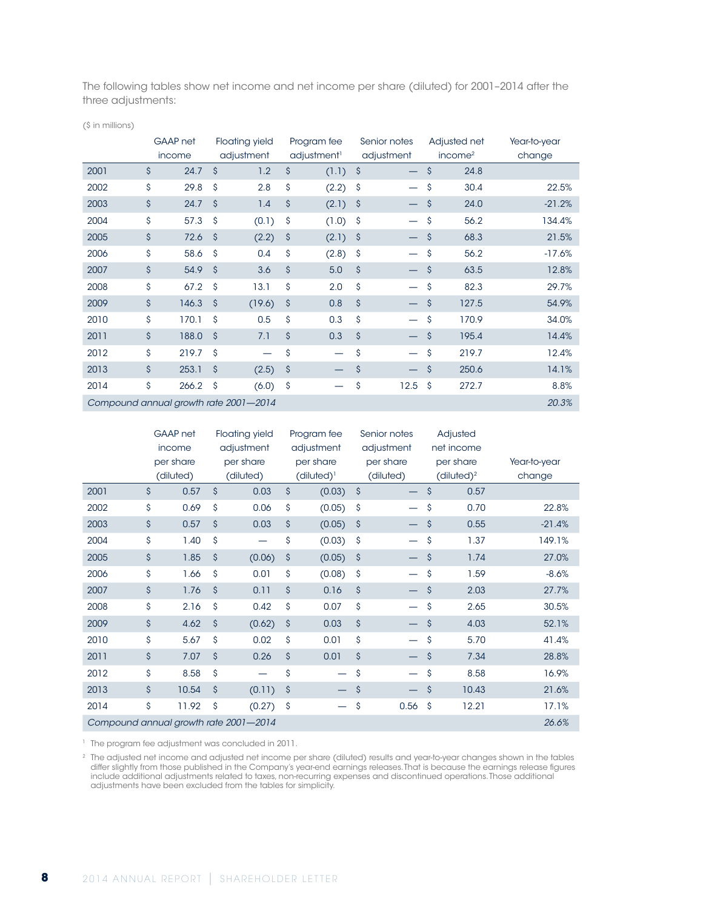The following tables show net income and net income per share (diluted) for 2001–2014 after the three adjustments:

($ in millions)

| | GAAP net income | Floating yield adjustment | Program fee adjustment[1] | Senior notes adjustment | Adjusted net income[2] | Year-to-year change |
|---|---|---|---|---|---|---|
| 2001 | $ 24.7 | $ 1.2 | $ (1.1) | $ — | $ 24.8 | |
| 2002 | $ 29.8 | $ 2.8 | $ (2.2) | $ — | $ 30.4 | 22.5% |
| 2003 | $ 24.7 | $ 1.4 | $ (2.1) | $ — | $ 24.0 | -21.2% |
| 2004 | $ 57.3 | $ (0.1) | $ (1.0) | $ — | $ 56.2 | 134.4% |
| 2005 | $ 72.6 | $ (2.2) | $ (2.1) | $ — | $ 68.3 | 21.5% |
| 2006 | $ 58.6 | $ 0.4 | $ (2.8) | $ — | $ 56.2 | -17.6% |
| 2007 | $ 54.9 | $ 3.6 | $ 5.0 | $ — | $ 63.5 | 12.8% |
| 2008 | $ 67.2 | $ 13.1 | $ 2.0 | $ — | $ 82.3 | 29.7% |
| 2009 | $ 146.3 | $ (19.6) | $ 0.8 | $ — | $ 127.5 | 54.9% |
| 2010 | $ 170.1 | $ 0.5 | $ 0.3 | $ — | $ 170.9 | 34.0% |
| 2011 | $ 188.0 | $ 7.1 | $ 0.3 | $ — | $ 195.4 | 14.4% |
| 2012 | $ 219.7 | $ — | $ — | $ — | $ 219.7 | 12.4% |
| 2013 | $ 253.1 | $ (2.5) | $ — | $ — | $ 250.6 | 14.1% |
| 2014 | $ 266.2 | $ (6.0) | $ — | $ 12.5 | $ 272.7 | 8.8% |
| *Compound annual growth rate 2001—2014* | | | | | | *20.3%* |

| | GAAP net income per share (diluted) | Floating yield adjustment per share (diluted) | Program fee adjustment per share (diluted)[1] | Senior notes adjustment per share (diluted) | Adjusted net income per share (diluted)[2] | Year-to-year change |
|---|---|---|---|---|---|---|
| 2001 | $ 0.57 | $ 0.03 | $ (0.03) | $ — | $ 0.57 | |
| 2002 | $ 0.69 | $ 0.06 | $ (0.05) | $ — | $ 0.70 | 22.8% |
| 2003 | $ 0.57 | $ 0.03 | $ (0.05) | $ — | $ 0.55 | -21.4% |
| 2004 | $ 1.40 | $ — | $ (0.03) | $ — | $ 1.37 | 149.1% |
| 2005 | $ 1.85 | $ (0.06) | $ (0.05) | $ — | $ 1.74 | 27.0% |
| 2006 | $ 1.66 | $ 0.01 | $ (0.08) | $ — | $ 1.59 | -8.6% |
| 2007 | $ 1.76 | $ 0.11 | $ 0.16 | $ — | $ 2.03 | 27.7% |
| 2008 | $ 2.16 | $ 0.42 | $ 0.07 | $ — | $ 2.65 | 30.5% |
| 2009 | $ 4.62 | $ (0.62) | $ 0.03 | $ — | $ 4.03 | 52.1% |
| 2010 | $ 5.67 | $ 0.02 | $ 0.01 | $ — | $ 5.70 | 41.4% |
| 2011 | $ 7.07 | $ 0.26 | $ 0.01 | $ — | $ 7.34 | 28.8% |
| 2012 | $ 8.58 | $ — | $ — | $ — | $ 8.58 | 16.9% |
| 2013 | $ 10.54 | $ (0.11) | $ — | $ — | $ 10.43 | 21.6% |
| 2014 | $ 11.92 | $ (0.27) | $ — | $ 0.56 | $ 12.21 | 17.1% |
| *Compound annual growth rate 2001—2014* | | | | | | *26.6%* |

[1] The program fee adjustment was concluded in 2011.

[2] The adjusted net income and adjusted net income per share (diluted) results and year-to-year changes shown in the tables differ slightly from those published in the Company's year-end earnings releases. That is because the earnings release figures include additional adjustments related to taxes, non-recurring expenses and discontinued operations. Those additional adjustments have been excluded from the tables for simplicity.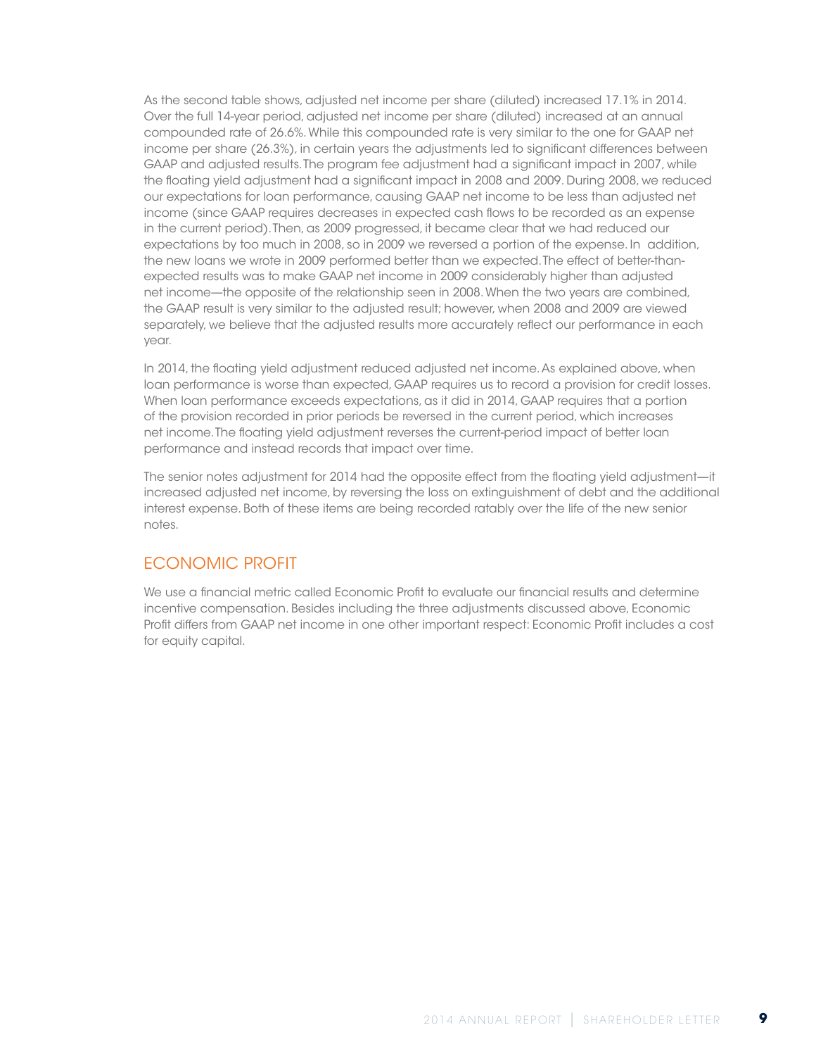As the second table shows, adjusted net income per share (diluted) increased 17.1% in 2014. Over the full 14-year period, adjusted net income per share (diluted) increased at an annual compounded rate of 26.6%. While this compounded rate is very similar to the one for GAAP net income per share (26.3%), in certain years the adjustments led to significant differences between GAAP and adjusted results. The program fee adjustment had a significant impact in 2007, while the floating yield adjustment had a significant impact in 2008 and 2009. During 2008, we reduced our expectations for loan performance, causing GAAP net income to be less than adjusted net income (since GAAP requires decreases in expected cash flows to be recorded as an expense in the current period). Then, as 2009 progressed, it became clear that we had reduced our expectations by too much in 2008, so in 2009 we reversed a portion of the expense. In addition, the new loans we wrote in 2009 performed better than we expected. The effect of better-than-expected results was to make GAAP net income in 2009 considerably higher than adjusted net income—the opposite of the relationship seen in 2008. When the two years are combined, the GAAP result is very similar to the adjusted result; however, when 2008 and 2009 are viewed separately, we believe that the adjusted results more accurately reflect our performance in each year.

In 2014, the floating yield adjustment reduced adjusted net income. As explained above, when loan performance is worse than expected, GAAP requires us to record a provision for credit losses. When loan performance exceeds expectations, as it did in 2014, GAAP requires that a portion of the provision recorded in prior periods be reversed in the current period, which increases net income. The floating yield adjustment reverses the current-period impact of better loan performance and instead records that impact over time.

The senior notes adjustment for 2014 had the opposite effect from the floating yield adjustment—it increased adjusted net income, by reversing the loss on extinguishment of debt and the additional interest expense. Both of these items are being recorded ratably over the life of the new senior notes.

## ECONOMIC PROFIT

We use a financial metric called Economic Profit to evaluate our financial results and determine incentive compensation. Besides including the three adjustments discussed above, Economic Profit differs from GAAP net income in one other important respect: Economic Profit includes a cost for equity capital.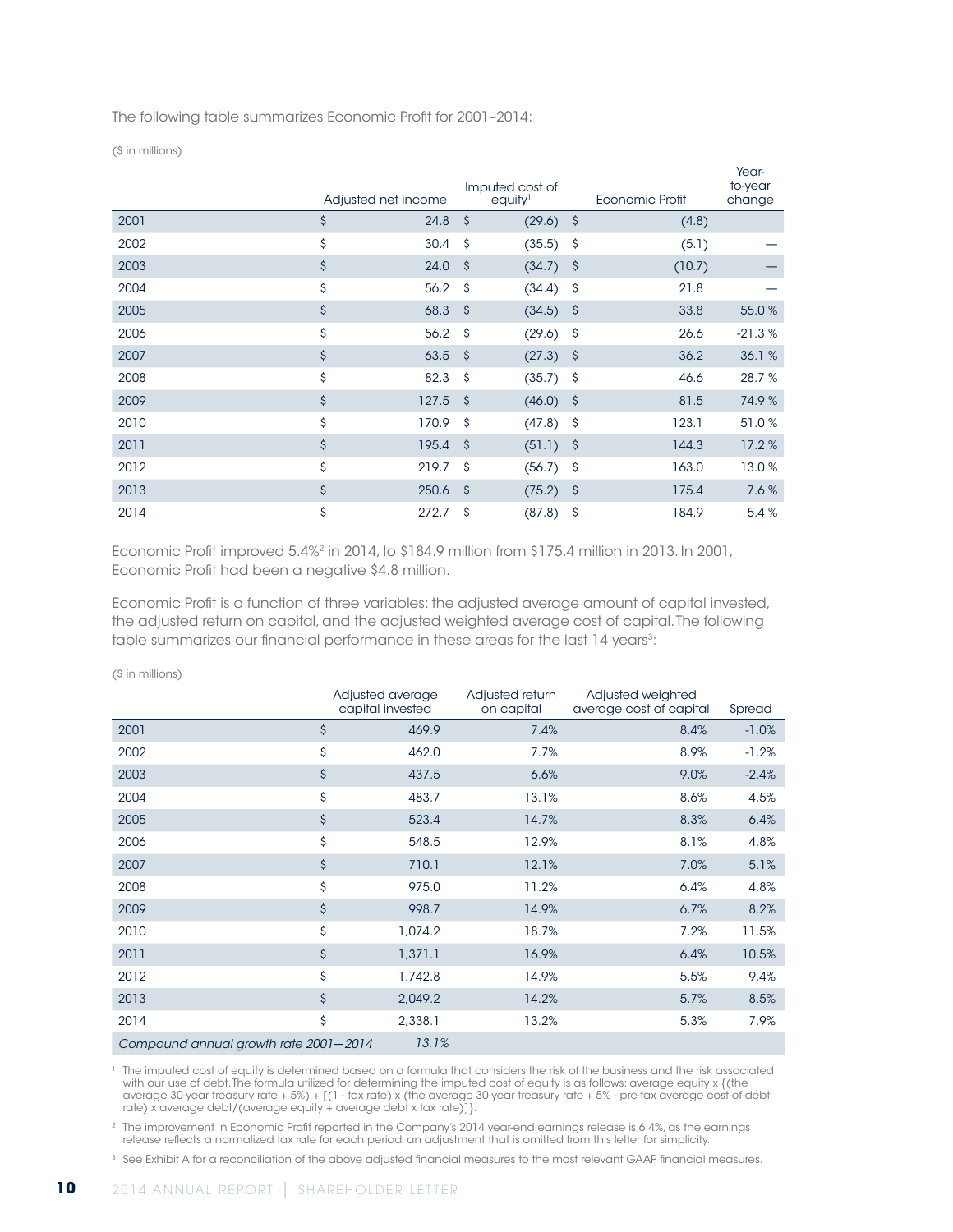The following table summarizes Economic Profit for 2001–2014:

($ in millions)

| | Adjusted net income | Imputed cost of equity[1] | Economic Profit | Year-to-year change |
|---|---|---|---|---|
| 2001 | $ 24.8 | $ (29.6) | $ (4.8) | |
| 2002 | $ 30.4 | $ (35.5) | $ (5.1) | — |
| 2003 | $ 24.0 | $ (34.7) | $ (10.7) | — |
| 2004 | $ 56.2 | $ (34.4) | $ 21.8 | — |
| 2005 | $ 68.3 | $ (34.5) | $ 33.8 | 55.0 % |
| 2006 | $ 56.2 | $ (29.6) | $ 26.6 | -21.3 % |
| 2007 | $ 63.5 | $ (27.3) | $ 36.2 | 36.1 % |
| 2008 | $ 82.3 | $ (35.7) | $ 46.6 | 28.7 % |
| 2009 | $ 127.5 | $ (46.0) | $ 81.5 | 74.9 % |
| 2010 | $ 170.9 | $ (47.8) | $ 123.1 | 51.0 % |
| 2011 | $ 195.4 | $ (51.1) | $ 144.3 | 17.2 % |
| 2012 | $ 219.7 | $ (56.7) | $ 163.0 | 13.0 % |
| 2013 | $ 250.6 | $ (75.2) | $ 175.4 | 7.6 % |
| 2014 | $ 272.7 | $ (87.8) | $ 184.9 | 5.4 % |

Economic Profit improved 5.4%[2] in 2014, to $184.9 million from $175.4 million in 2013. In 2001, Economic Profit had been a negative $4.8 million.

Economic Profit is a function of three variables: the adjusted average amount of capital invested, the adjusted return on capital, and the adjusted weighted average cost of capital. The following table summarizes our financial performance in these areas for the last 14 years[3]:

($ in millions)

| | Adjusted average capital invested | Adjusted return on capital | Adjusted weighted average cost of capital | Spread |
|---|---|---|---|---|
| 2001 | $ 469.9 | 7.4% | 8.4% | -1.0% |
| 2002 | $ 462.0 | 7.7% | 8.9% | -1.2% |
| 2003 | $ 437.5 | 6.6% | 9.0% | -2.4% |
| 2004 | $ 483.7 | 13.1% | 8.6% | 4.5% |
| 2005 | $ 523.4 | 14.7% | 8.3% | 6.4% |
| 2006 | $ 548.5 | 12.9% | 8.1% | 4.8% |
| 2007 | $ 710.1 | 12.1% | 7.0% | 5.1% |
| 2008 | $ 975.0 | 11.2% | 6.4% | 4.8% |
| 2009 | $ 998.7 | 14.9% | 6.7% | 8.2% |
| 2010 | $ 1,074.2 | 18.7% | 7.2% | 11.5% |
| 2011 | $ 1,371.1 | 16.9% | 6.4% | 10.5% |
| 2012 | $ 1,742.8 | 14.9% | 5.5% | 9.4% |
| 2013 | $ 2,049.2 | 14.2% | 5.7% | 8.5% |
| 2014 | $ 2,338.1 | 13.2% | 5.3% | 7.9% |
| *Compound annual growth rate 2001—2014* | *13.1%* | | | |

[1] The imputed cost of equity is determined based on a formula that considers the risk of the business and the risk associated with our use of debt. The formula utilized for determining the imputed cost of equity is as follows: average equity x {(the average 30-year treasury rate + 5%) + [(1 - tax rate) x (the average 30-year treasury rate + 5% - pre-tax average cost-of-debt rate) x average debt/(average equity + average debt x tax rate)]}.

[2] The improvement in Economic Profit reported in the Company's 2014 year-end earnings release is 6.4%, as the earnings release reflects a normalized tax rate for each period, an adjustment that is omitted from this letter for simplicity.

[3] See Exhibit A for a reconciliation of the above adjusted financial measures to the most relevant GAAP financial measures.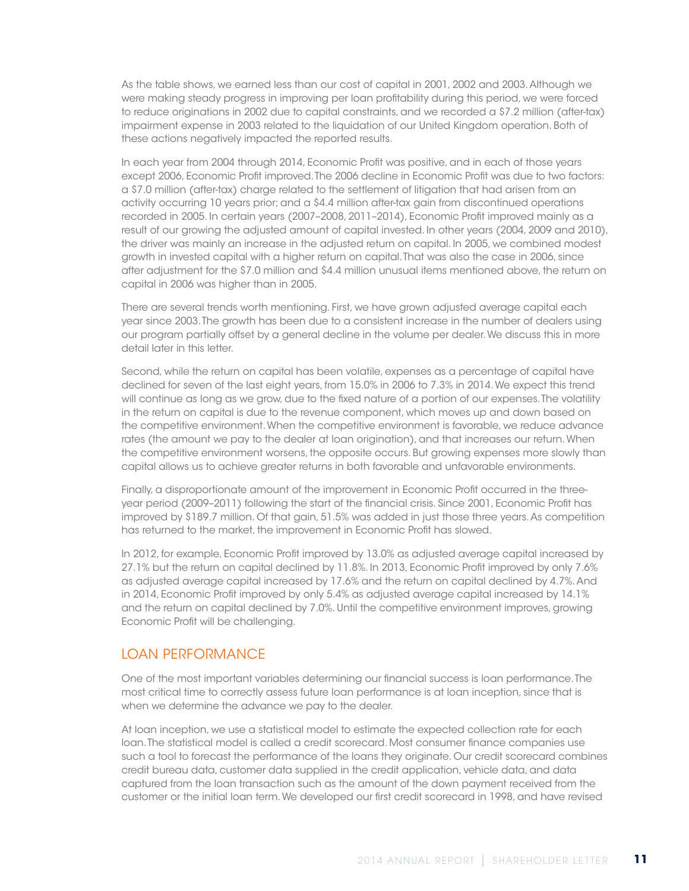As the table shows, we earned less than our cost of capital in 2001, 2002 and 2003. Although we were making steady progress in improving per loan profitability during this period, we were forced to reduce originations in 2002 due to capital constraints, and we recorded a $7.2 million (after-tax) impairment expense in 2003 related to the liquidation of our United Kingdom operation. Both of these actions negatively impacted the reported results.

In each year from 2004 through 2014, Economic Profit was positive, and in each of those years except 2006, Economic Profit improved. The 2006 decline in Economic Profit was due to two factors: a $7.0 million (after-tax) charge related to the settlement of litigation that had arisen from an activity occurring 10 years prior; and a $4.4 million after-tax gain from discontinued operations recorded in 2005. In certain years (2007–2008, 2011–2014), Economic Profit improved mainly as a result of our growing the adjusted amount of capital invested. In other years (2004, 2009 and 2010), the driver was mainly an increase in the adjusted return on capital. In 2005, we combined modest growth in invested capital with a higher return on capital. That was also the case in 2006, since after adjustment for the $7.0 million and $4.4 million unusual items mentioned above, the return on capital in 2006 was higher than in 2005.

There are several trends worth mentioning. First, we have grown adjusted average capital each year since 2003. The growth has been due to a consistent increase in the number of dealers using our program partially offset by a general decline in the volume per dealer. We discuss this in more detail later in this letter.

Second, while the return on capital has been volatile, expenses as a percentage of capital have declined for seven of the last eight years, from 15.0% in 2006 to 7.3% in 2014. We expect this trend will continue as long as we grow, due to the fixed nature of a portion of our expenses. The volatility in the return on capital is due to the revenue component, which moves up and down based on the competitive environment. When the competitive environment is favorable, we reduce advance rates (the amount we pay to the dealer at loan origination), and that increases our return. When the competitive environment worsens, the opposite occurs. But growing expenses more slowly than capital allows us to achieve greater returns in both favorable and unfavorable environments.

Finally, a disproportionate amount of the improvement in Economic Profit occurred in the three-year period (2009–2011) following the start of the financial crisis. Since 2001, Economic Profit has improved by $189.7 million. Of that gain, 51.5% was added in just those three years. As competition has returned to the market, the improvement in Economic Profit has slowed.

In 2012, for example, Economic Profit improved by 13.0% as adjusted average capital increased by 27.1% but the return on capital declined by 11.8%. In 2013, Economic Profit improved by only 7.6% as adjusted average capital increased by 17.6% and the return on capital declined by 4.7%. And in 2014, Economic Profit improved by only 5.4% as adjusted average capital increased by 14.1% and the return on capital declined by 7.0%. Until the competitive environment improves, growing Economic Profit will be challenging.

## LOAN PERFORMANCE

One of the most important variables determining our financial success is loan performance. The most critical time to correctly assess future loan performance is at loan inception, since that is when we determine the advance we pay to the dealer.

At loan inception, we use a statistical model to estimate the expected collection rate for each loan. The statistical model is called a credit scorecard. Most consumer finance companies use such a tool to forecast the performance of the loans they originate. Our credit scorecard combines credit bureau data, customer data supplied in the credit application, vehicle data, and data captured from the loan transaction such as the amount of the down payment received from the customer or the initial loan term. We developed our first credit scorecard in 1998, and have revised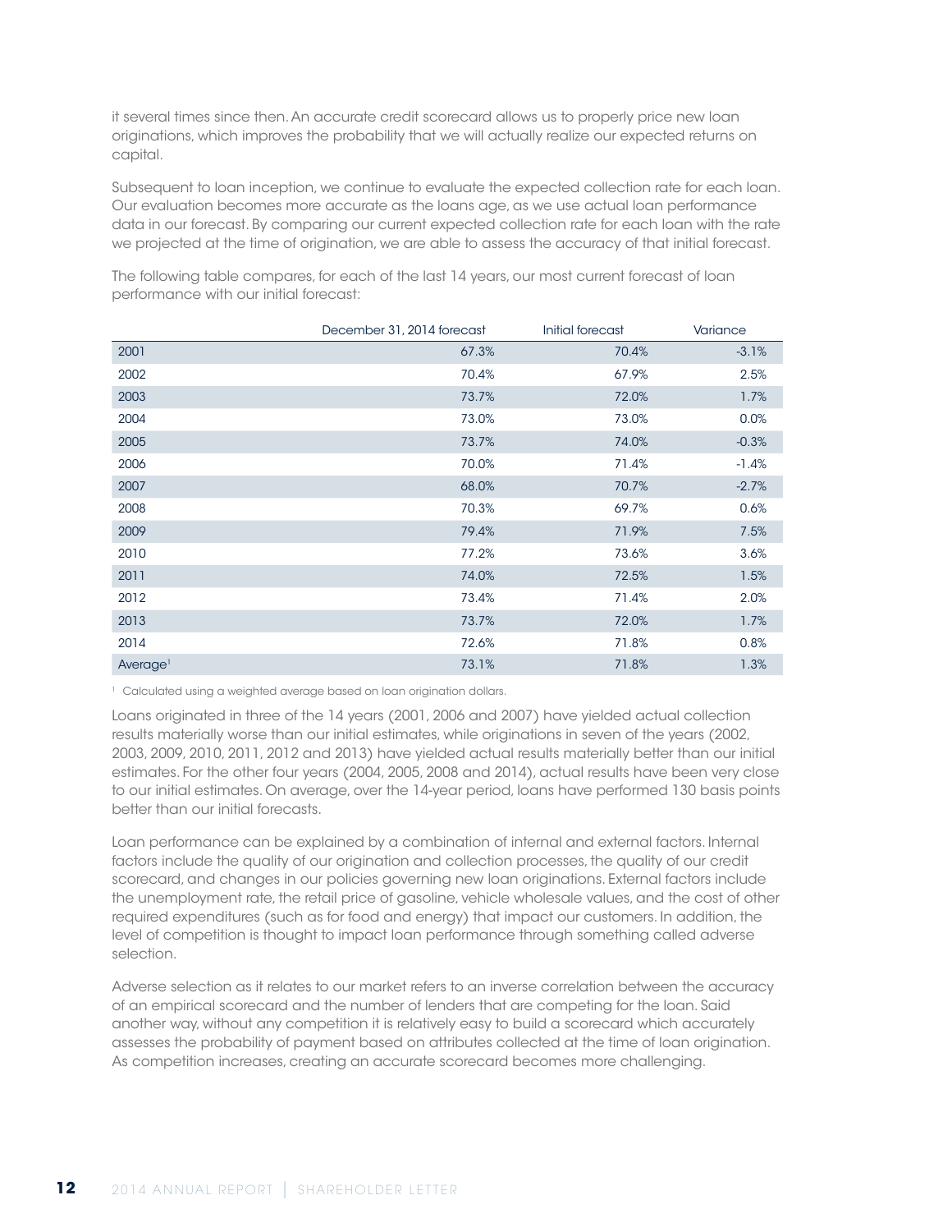it several times since then. An accurate credit scorecard allows us to properly price new loan originations, which improves the probability that we will actually realize our expected returns on capital.

Subsequent to loan inception, we continue to evaluate the expected collection rate for each loan. Our evaluation becomes more accurate as the loans age, as we use actual loan performance data in our forecast. By comparing our current expected collection rate for each loan with the rate we projected at the time of origination, we are able to assess the accuracy of that initial forecast.

The following table compares, for each of the last 14 years, our most current forecast of loan performance with our initial forecast:

| | December 31, 2014 forecast | Initial forecast | Variance |
|---|---|---|---|
| 2001 | 67.3% | 70.4% | -3.1% |
| 2002 | 70.4% | 67.9% | 2.5% |
| 2003 | 73.7% | 72.0% | 1.7% |
| 2004 | 73.0% | 73.0% | 0.0% |
| 2005 | 73.7% | 74.0% | -0.3% |
| 2006 | 70.0% | 71.4% | -1.4% |
| 2007 | 68.0% | 70.7% | -2.7% |
| 2008 | 70.3% | 69.7% | 0.6% |
| 2009 | 79.4% | 71.9% | 7.5% |
| 2010 | 77.2% | 73.6% | 3.6% |
| 2011 | 74.0% | 72.5% | 1.5% |
| 2012 | 73.4% | 71.4% | 2.0% |
| 2013 | 73.7% | 72.0% | 1.7% |
| 2014 | 72.6% | 71.8% | 0.8% |
| Average[1] | 73.1% | 71.8% | 1.3% |

[1] Calculated using a weighted average based on loan origination dollars.

Loans originated in three of the 14 years (2001, 2006 and 2007) have yielded actual collection results materially worse than our initial estimates, while originations in seven of the years (2002, 2003, 2009, 2010, 2011, 2012 and 2013) have yielded actual results materially better than our initial estimates. For the other four years (2004, 2005, 2008 and 2014), actual results have been very close to our initial estimates. On average, over the 14-year period, loans have performed 130 basis points better than our initial forecasts.

Loan performance can be explained by a combination of internal and external factors. Internal factors include the quality of our origination and collection processes, the quality of our credit scorecard, and changes in our policies governing new loan originations. External factors include the unemployment rate, the retail price of gasoline, vehicle wholesale values, and the cost of other required expenditures (such as for food and energy) that impact our customers. In addition, the level of competition is thought to impact loan performance through something called adverse selection.

Adverse selection as it relates to our market refers to an inverse correlation between the accuracy of an empirical scorecard and the number of lenders that are competing for the loan. Said another way, without any competition it is relatively easy to build a scorecard which accurately assesses the probability of payment based on attributes collected at the time of loan origination. As competition increases, creating an accurate scorecard becomes more challenging.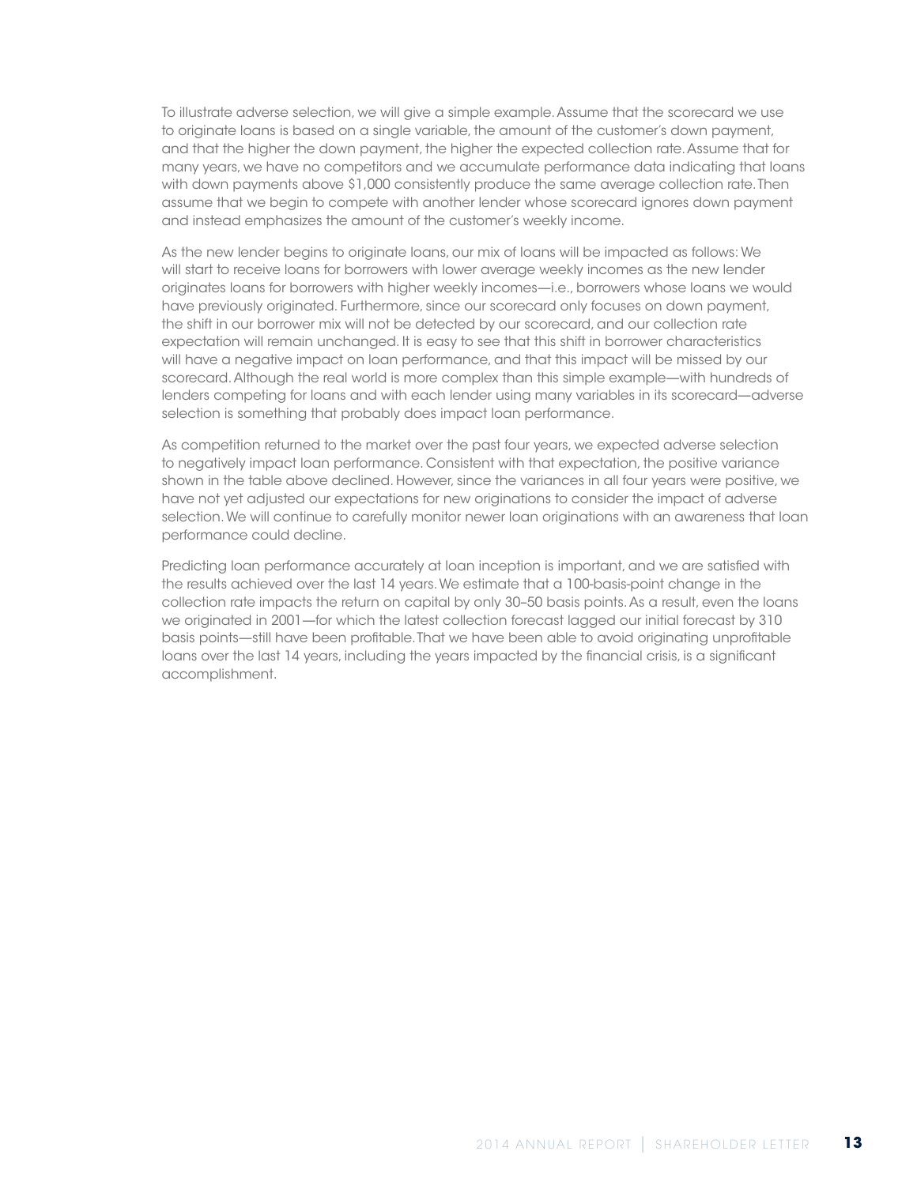To illustrate adverse selection, we will give a simple example. Assume that the scorecard we use to originate loans is based on a single variable, the amount of the customer's down payment, and that the higher the down payment, the higher the expected collection rate. Assume that for many years, we have no competitors and we accumulate performance data indicating that loans with down payments above $1,000 consistently produce the same average collection rate. Then assume that we begin to compete with another lender whose scorecard ignores down payment and instead emphasizes the amount of the customer's weekly income.

As the new lender begins to originate loans, our mix of loans will be impacted as follows: We will start to receive loans for borrowers with lower average weekly incomes as the new lender originates loans for borrowers with higher weekly incomes—i.e., borrowers whose loans we would have previously originated. Furthermore, since our scorecard only focuses on down payment, the shift in our borrower mix will not be detected by our scorecard, and our collection rate expectation will remain unchanged. It is easy to see that this shift in borrower characteristics will have a negative impact on loan performance, and that this impact will be missed by our scorecard. Although the real world is more complex than this simple example—with hundreds of lenders competing for loans and with each lender using many variables in its scorecard—adverse selection is something that probably does impact loan performance.

As competition returned to the market over the past four years, we expected adverse selection to negatively impact loan performance. Consistent with that expectation, the positive variance shown in the table above declined. However, since the variances in all four years were positive, we have not yet adjusted our expectations for new originations to consider the impact of adverse selection. We will continue to carefully monitor newer loan originations with an awareness that loan performance could decline.

Predicting loan performance accurately at loan inception is important, and we are satisfied with the results achieved over the last 14 years. We estimate that a 100-basis-point change in the collection rate impacts the return on capital by only 30–50 basis points. As a result, even the loans we originated in 2001—for which the latest collection forecast lagged our initial forecast by 310 basis points—still have been profitable. That we have been able to avoid originating unprofitable loans over the last 14 years, including the years impacted by the financial crisis, is a significant accomplishment.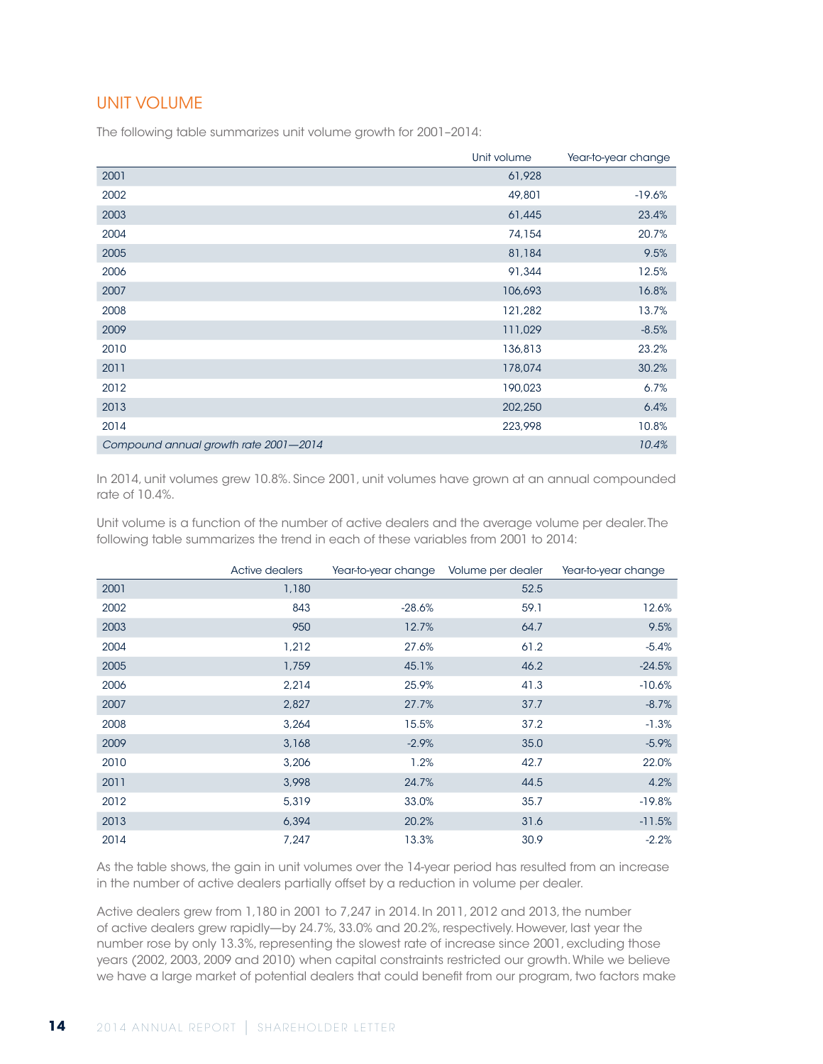## UNIT VOLUME

The following table summarizes unit volume growth for 2001–2014:

| | Unit volume | Year-to-year change |
|---|---|---|
| 2001 | 61,928 | |
| 2002 | 49,801 | -19.6% |
| 2003 | 61,445 | 23.4% |
| 2004 | 74,154 | 20.7% |
| 2005 | 81,184 | 9.5% |
| 2006 | 91,344 | 12.5% |
| 2007 | 106,693 | 16.8% |
| 2008 | 121,282 | 13.7% |
| 2009 | 111,029 | -8.5% |
| 2010 | 136,813 | 23.2% |
| 2011 | 178,074 | 30.2% |
| 2012 | 190,023 | 6.7% |
| 2013 | 202,250 | 6.4% |
| 2014 | 223,998 | 10.8% |
| *Compound annual growth rate 2001—2014* | | *10.4%* |

In 2014, unit volumes grew 10.8%. Since 2001, unit volumes have grown at an annual compounded rate of 10.4%.

Unit volume is a function of the number of active dealers and the average volume per dealer. The following table summarizes the trend in each of these variables from 2001 to 2014:

| | Active dealers | Year-to-year change | Volume per dealer | Year-to-year change |
|---|---|---|---|---|
| 2001 | 1,180 | | 52.5 | |
| 2002 | 843 | -28.6% | 59.1 | 12.6% |
| 2003 | 950 | 12.7% | 64.7 | 9.5% |
| 2004 | 1,212 | 27.6% | 61.2 | -5.4% |
| 2005 | 1,759 | 45.1% | 46.2 | -24.5% |
| 2006 | 2,214 | 25.9% | 41.3 | -10.6% |
| 2007 | 2,827 | 27.7% | 37.7 | -8.7% |
| 2008 | 3,264 | 15.5% | 37.2 | -1.3% |
| 2009 | 3,168 | -2.9% | 35.0 | -5.9% |
| 2010 | 3,206 | 1.2% | 42.7 | 22.0% |
| 2011 | 3,998 | 24.7% | 44.5 | 4.2% |
| 2012 | 5,319 | 33.0% | 35.7 | -19.8% |
| 2013 | 6,394 | 20.2% | 31.6 | -11.5% |
| 2014 | 7,247 | 13.3% | 30.9 | -2.2% |

As the table shows, the gain in unit volumes over the 14-year period has resulted from an increase in the number of active dealers partially offset by a reduction in volume per dealer.

Active dealers grew from 1,180 in 2001 to 7,247 in 2014. In 2011, 2012 and 2013, the number of active dealers grew rapidly—by 24.7%, 33.0% and 20.2%, respectively. However, last year the number rose by only 13.3%, representing the slowest rate of increase since 2001, excluding those years (2002, 2003, 2009 and 2010) when capital constraints restricted our growth. While we believe we have a large market of potential dealers that could benefit from our program, two factors make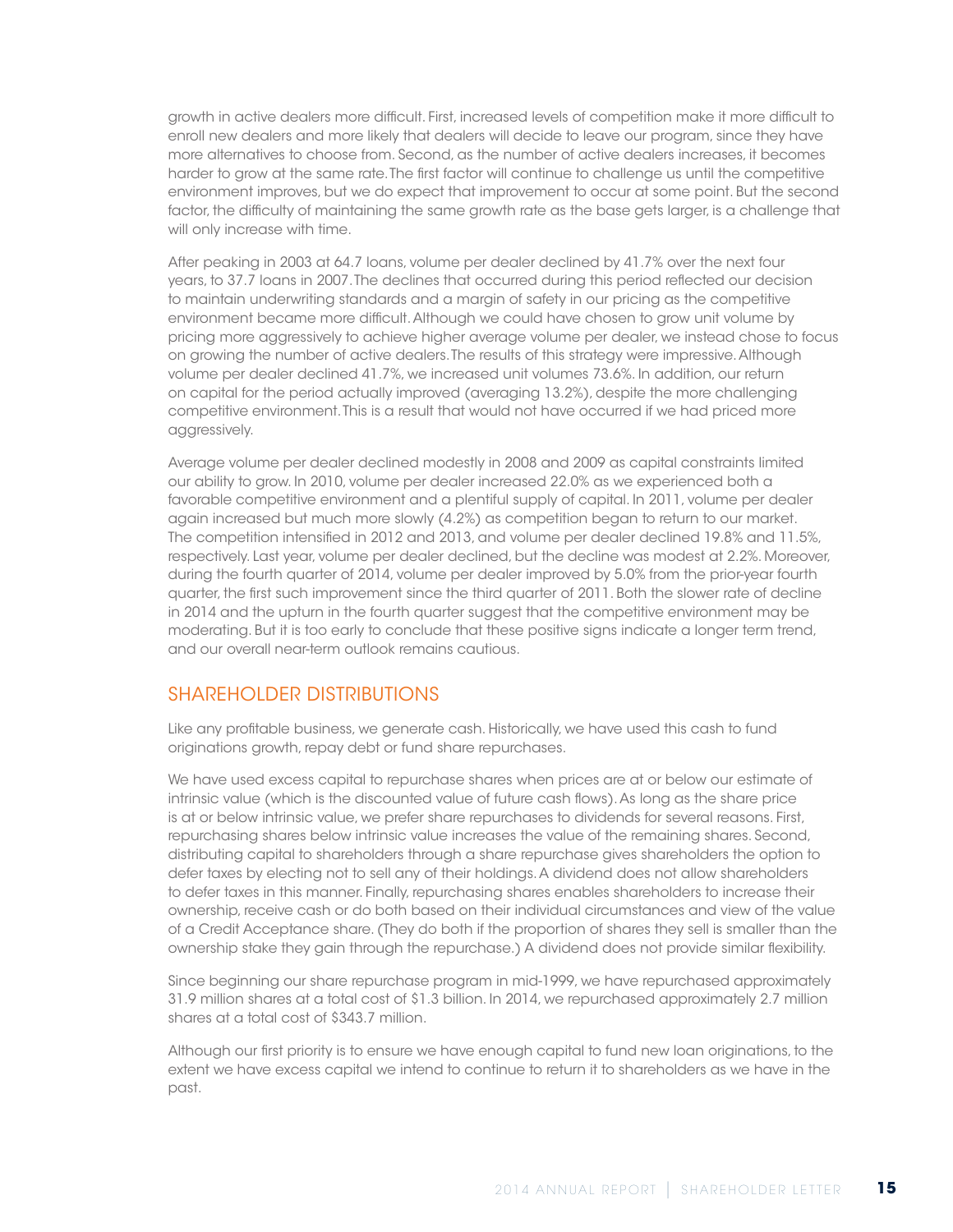growth in active dealers more difficult. First, increased levels of competition make it more difficult to enroll new dealers and more likely that dealers will decide to leave our program, since they have more alternatives to choose from. Second, as the number of active dealers increases, it becomes harder to grow at the same rate. The first factor will continue to challenge us until the competitive environment improves, but we do expect that improvement to occur at some point. But the second factor, the difficulty of maintaining the same growth rate as the base gets larger, is a challenge that will only increase with time.

After peaking in 2003 at 64.7 loans, volume per dealer declined by 41.7% over the next four years, to 37.7 loans in 2007. The declines that occurred during this period reflected our decision to maintain underwriting standards and a margin of safety in our pricing as the competitive environment became more difficult. Although we could have chosen to grow unit volume by pricing more aggressively to achieve higher average volume per dealer, we instead chose to focus on growing the number of active dealers. The results of this strategy were impressive. Although volume per dealer declined 41.7%, we increased unit volumes 73.6%. In addition, our return on capital for the period actually improved (averaging 13.2%), despite the more challenging competitive environment. This is a result that would not have occurred if we had priced more aggressively.

Average volume per dealer declined modestly in 2008 and 2009 as capital constraints limited our ability to grow. In 2010, volume per dealer increased 22.0% as we experienced both a favorable competitive environment and a plentiful supply of capital. In 2011, volume per dealer again increased but much more slowly (4.2%) as competition began to return to our market. The competition intensified in 2012 and 2013, and volume per dealer declined 19.8% and 11.5%, respectively. Last year, volume per dealer declined, but the decline was modest at 2.2%. Moreover, during the fourth quarter of 2014, volume per dealer improved by 5.0% from the prior-year fourth quarter, the first such improvement since the third quarter of 2011. Both the slower rate of decline in 2014 and the upturn in the fourth quarter suggest that the competitive environment may be moderating. But it is too early to conclude that these positive signs indicate a longer term trend, and our overall near-term outlook remains cautious.

## SHAREHOLDER DISTRIBUTIONS

Like any profitable business, we generate cash. Historically, we have used this cash to fund originations growth, repay debt or fund share repurchases.

We have used excess capital to repurchase shares when prices are at or below our estimate of intrinsic value (which is the discounted value of future cash flows). As long as the share price is at or below intrinsic value, we prefer share repurchases to dividends for several reasons. First, repurchasing shares below intrinsic value increases the value of the remaining shares. Second, distributing capital to shareholders through a share repurchase gives shareholders the option to defer taxes by electing not to sell any of their holdings. A dividend does not allow shareholders to defer taxes in this manner. Finally, repurchasing shares enables shareholders to increase their ownership, receive cash or do both based on their individual circumstances and view of the value of a Credit Acceptance share. (They do both if the proportion of shares they sell is smaller than the ownership stake they gain through the repurchase.) A dividend does not provide similar flexibility.

Since beginning our share repurchase program in mid-1999, we have repurchased approximately 31.9 million shares at a total cost of $1.3 billion. In 2014, we repurchased approximately 2.7 million shares at a total cost of $343.7 million.

Although our first priority is to ensure we have enough capital to fund new loan originations, to the extent we have excess capital we intend to continue to return it to shareholders as we have in the past.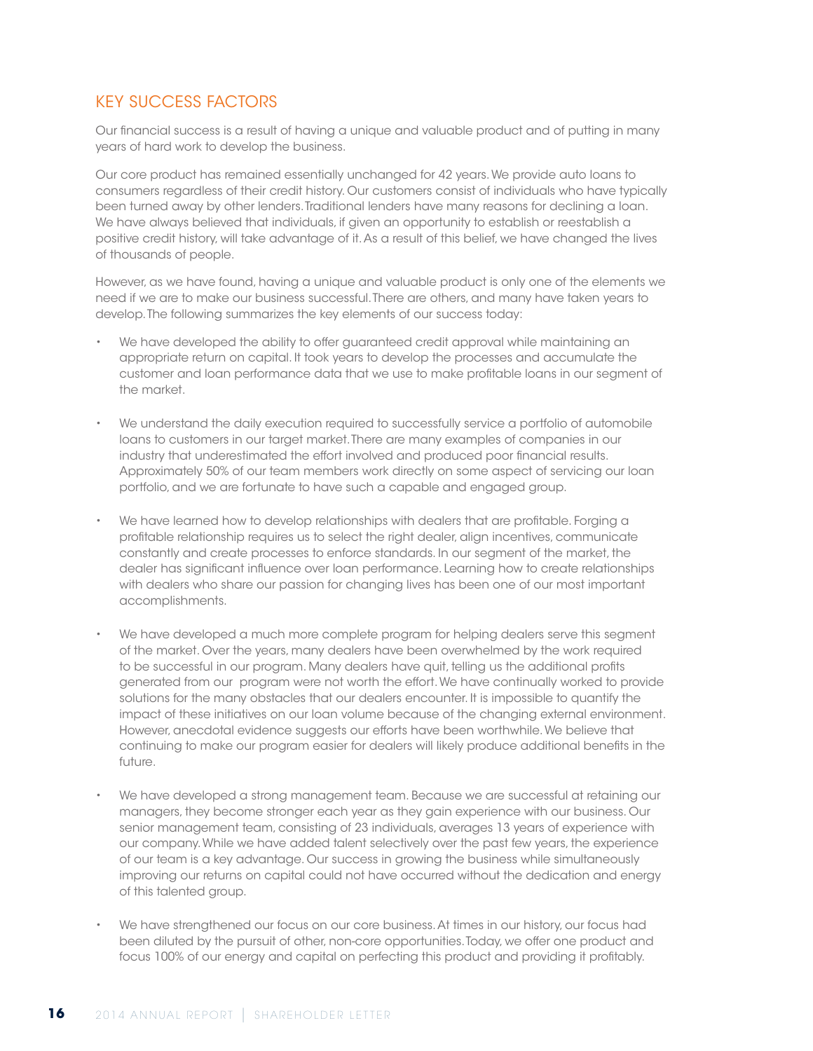## KEY SUCCESS FACTORS

Our financial success is a result of having a unique and valuable product and of putting in many years of hard work to develop the business.

Our core product has remained essentially unchanged for 42 years. We provide auto loans to consumers regardless of their credit history. Our customers consist of individuals who have typically been turned away by other lenders. Traditional lenders have many reasons for declining a loan. We have always believed that individuals, if given an opportunity to establish or reestablish a positive credit history, will take advantage of it. As a result of this belief, we have changed the lives of thousands of people.

However, as we have found, having a unique and valuable product is only one of the elements we need if we are to make our business successful. There are others, and many have taken years to develop. The following summarizes the key elements of our success today:

- We have developed the ability to offer guaranteed credit approval while maintaining an appropriate return on capital. It took years to develop the processes and accumulate the customer and loan performance data that we use to make profitable loans in our segment of the market.

- We understand the daily execution required to successfully service a portfolio of automobile loans to customers in our target market. There are many examples of companies in our industry that underestimated the effort involved and produced poor financial results. Approximately 50% of our team members work directly on some aspect of servicing our loan portfolio, and we are fortunate to have such a capable and engaged group.

- We have learned how to develop relationships with dealers that are profitable. Forging a profitable relationship requires us to select the right dealer, align incentives, communicate constantly and create processes to enforce standards. In our segment of the market, the dealer has significant influence over loan performance. Learning how to create relationships with dealers who share our passion for changing lives has been one of our most important accomplishments.

- We have developed a much more complete program for helping dealers serve this segment of the market. Over the years, many dealers have been overwhelmed by the work required to be successful in our program. Many dealers have quit, telling us the additional profits generated from our program were not worth the effort. We have continually worked to provide solutions for the many obstacles that our dealers encounter. It is impossible to quantify the impact of these initiatives on our loan volume because of the changing external environment. However, anecdotal evidence suggests our efforts have been worthwhile. We believe that continuing to make our program easier for dealers will likely produce additional benefits in the future.

- We have developed a strong management team. Because we are successful at retaining our managers, they become stronger each year as they gain experience with our business. Our senior management team, consisting of 23 individuals, averages 13 years of experience with our company. While we have added talent selectively over the past few years, the experience of our team is a key advantage. Our success in growing the business while simultaneously improving our returns on capital could not have occurred without the dedication and energy of this talented group.

- We have strengthened our focus on our core business. At times in our history, our focus had been diluted by the pursuit of other, non-core opportunities. Today, we offer one product and focus 100% of our energy and capital on perfecting this product and providing it profitably.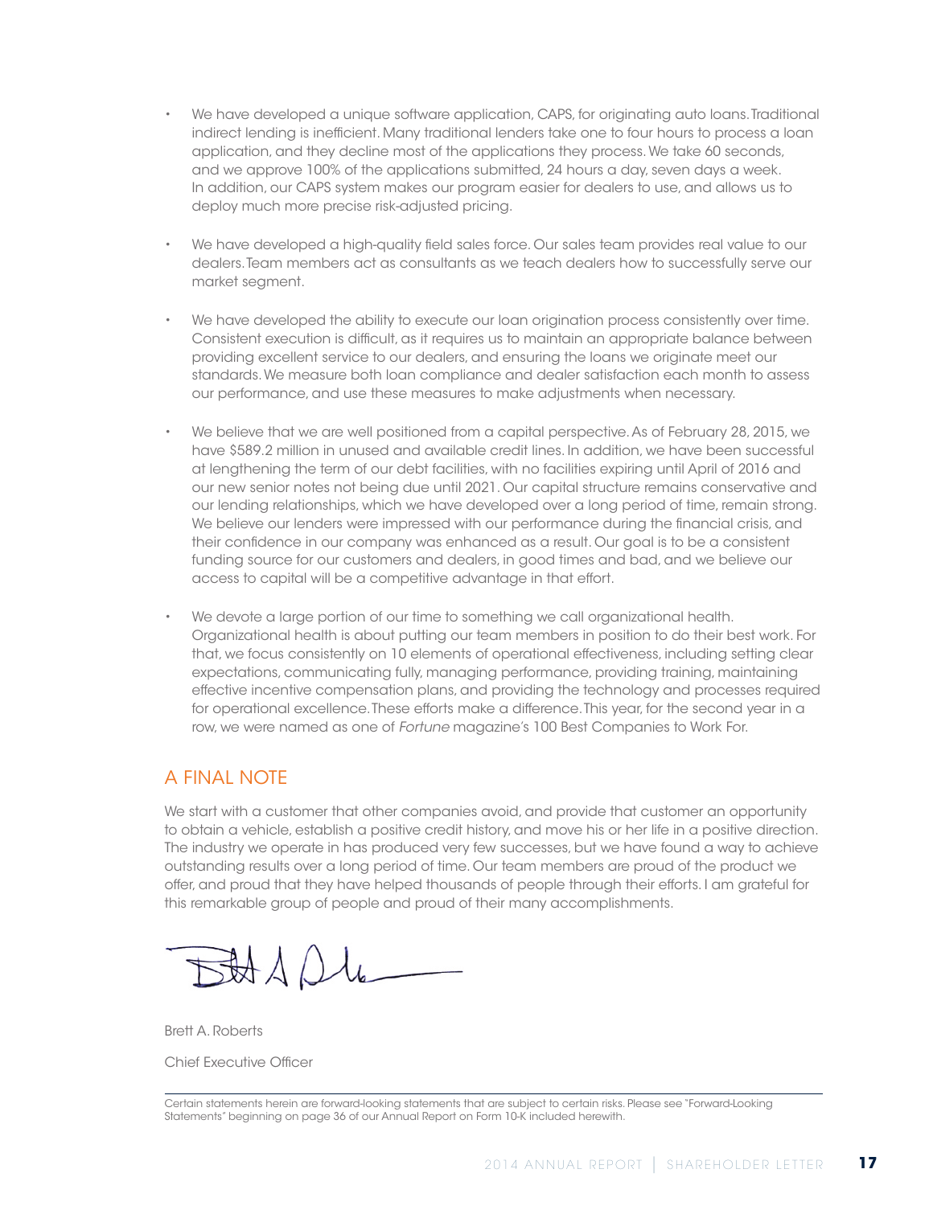- We have developed a unique software application, CAPS, for originating auto loans. Traditional indirect lending is inefficient. Many traditional lenders take one to four hours to process a loan application, and they decline most of the applications they process. We take 60 seconds, and we approve 100% of the applications submitted, 24 hours a day, seven days a week. In addition, our CAPS system makes our program easier for dealers to use, and allows us to deploy much more precise risk-adjusted pricing.

- We have developed a high-quality field sales force. Our sales team provides real value to our dealers. Team members act as consultants as we teach dealers how to successfully serve our market segment.

- We have developed the ability to execute our loan origination process consistently over time. Consistent execution is difficult, as it requires us to maintain an appropriate balance between providing excellent service to our dealers, and ensuring the loans we originate meet our standards. We measure both loan compliance and dealer satisfaction each month to assess our performance, and use these measures to make adjustments when necessary.

- We believe that we are well positioned from a capital perspective. As of February 28, 2015, we have $589.2 million in unused and available credit lines. In addition, we have been successful at lengthening the term of our debt facilities, with no facilities expiring until April of 2016 and our new senior notes not being due until 2021. Our capital structure remains conservative and our lending relationships, which we have developed over a long period of time, remain strong. We believe our lenders were impressed with our performance during the financial crisis, and their confidence in our company was enhanced as a result. Our goal is to be a consistent funding source for our customers and dealers, in good times and bad, and we believe our access to capital will be a competitive advantage in that effort.

- We devote a large portion of our time to something we call organizational health. Organizational health is about putting our team members in position to do their best work. For that, we focus consistently on 10 elements of operational effectiveness, including setting clear expectations, communicating fully, managing performance, providing training, maintaining effective incentive compensation plans, and providing the technology and processes required for operational excellence. These efforts make a difference. This year, for the second year in a row, we were named as one of *Fortune* magazine's 100 Best Companies to Work For.

## A FINAL NOTE

We start with a customer that other companies avoid, and provide that customer an opportunity to obtain a vehicle, establish a positive credit history, and move his or her life in a positive direction. The industry we operate in has produced very few successes, but we have found a way to achieve outstanding results over a long period of time. Our team members are proud of the product we offer, and proud that they have helped thousands of people through their efforts. I am grateful for this remarkable group of people and proud of their many accomplishments.

Brett A. Roberts

Chief Executive Officer

Certain statements herein are forward-looking statements that are subject to certain risks. Please see "Forward-Looking Statements" beginning on page 36 of our Annual Report on Form 10-K included herewith.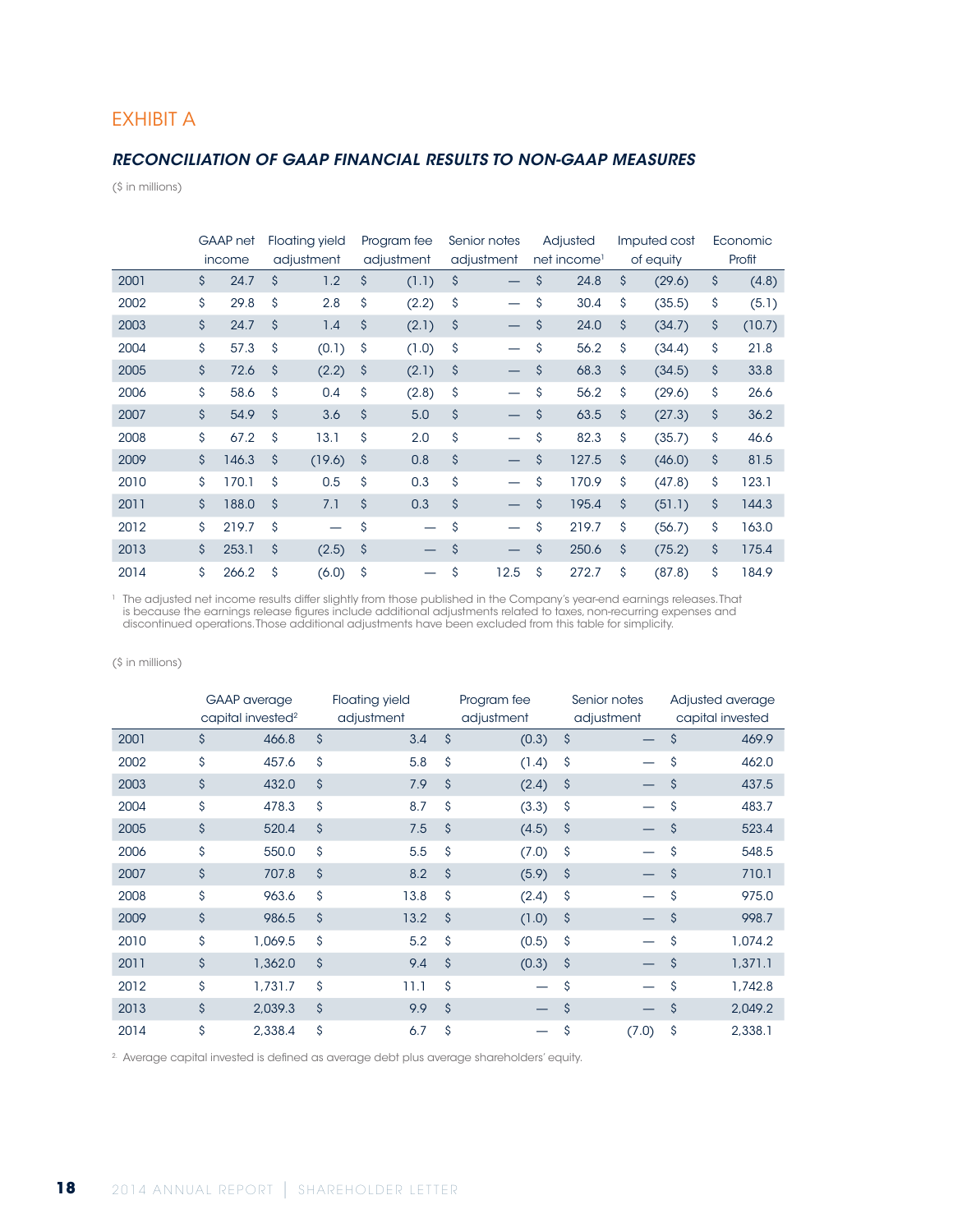# EXHIBIT A

## *RECONCILIATION OF GAAP FINANCIAL RESULTS TO NON-GAAP MEASURES*

($ in millions)

| | GAAP net income | Floating yield adjustment | Program fee adjustment | Senior notes adjustment | Adjusted net income[1] | Imputed cost of equity | Economic Profit |
|---|---|---|---|---|---|---|---|
| 2001 | $ 24.7 | $ 1.2 | $ (1.1) | $ — | $ 24.8 | $ (29.6) | $ (4.8) |
| 2002 | $ 29.8 | $ 2.8 | $ (2.2) | $ — | $ 30.4 | $ (35.5) | $ (5.1) |
| 2003 | $ 24.7 | $ 1.4 | $ (2.1) | $ — | $ 24.0 | $ (34.7) | $ (10.7) |
| 2004 | $ 57.3 | $ (0.1) | $ (1.0) | $ — | $ 56.2 | $ (34.4) | $ 21.8 |
| 2005 | $ 72.6 | $ (2.2) | $ (2.1) | $ — | $ 68.3 | $ (34.5) | $ 33.8 |
| 2006 | $ 58.6 | $ 0.4 | $ (2.8) | $ — | $ 56.2 | $ (29.6) | $ 26.6 |
| 2007 | $ 54.9 | $ 3.6 | $ 5.0 | $ — | $ 63.5 | $ (27.3) | $ 36.2 |
| 2008 | $ 67.2 | $ 13.1 | $ 2.0 | $ — | $ 82.3 | $ (35.7) | $ 46.6 |
| 2009 | $ 146.3 | $ (19.6) | $ 0.8 | $ — | $ 127.5 | $ (46.0) | $ 81.5 |
| 2010 | $ 170.1 | $ 0.5 | $ 0.3 | $ — | $ 170.9 | $ (47.8) | $ 123.1 |
| 2011 | $ 188.0 | $ 7.1 | $ 0.3 | $ — | $ 195.4 | $ (51.1) | $ 144.3 |
| 2012 | $ 219.7 | $ — | $ — | $ — | $ 219.7 | $ (56.7) | $ 163.0 |
| 2013 | $ 253.1 | $ (2.5) | $ — | $ — | $ 250.6 | $ (75.2) | $ 175.4 |
| 2014 | $ 266.2 | $ (6.0) | $ — | $ 12.5 | $ 272.7 | $ (87.8) | $ 184.9 |

[1] The adjusted net income results differ slightly from those published in the Company's year-end earnings releases. That is because the earnings release figures include additional adjustments related to taxes, non-recurring expenses and discontinued operations. Those additional adjustments have been excluded from this table for simplicity.

($ in millions)

| | GAAP average capital invested[2] | Floating yield adjustment | Program fee adjustment | Senior notes adjustment | Adjusted average capital invested |
|---|---|---|---|---|---|
| 2001 | $ 466.8 | $ 3.4 | $ (0.3) | $ — | $ 469.9 |
| 2002 | $ 457.6 | $ 5.8 | $ (1.4) | $ — | $ 462.0 |
| 2003 | $ 432.0 | $ 7.9 | $ (2.4) | $ — | $ 437.5 |
| 2004 | $ 478.3 | $ 8.7 | $ (3.3) | $ — | $ 483.7 |
| 2005 | $ 520.4 | $ 7.5 | $ (4.5) | $ — | $ 523.4 |
| 2006 | $ 550.0 | $ 5.5 | $ (7.0) | $ — | $ 548.5 |
| 2007 | $ 707.8 | $ 8.2 | $ (5.9) | $ — | $ 710.1 |
| 2008 | $ 963.6 | $ 13.8 | $ (2.4) | $ — | $ 975.0 |
| 2009 | $ 986.5 | $ 13.2 | $ (1.0) | $ — | $ 998.7 |
| 2010 | $ 1,069.5 | $ 5.2 | $ (0.5) | $ — | $ 1,074.2 |
| 2011 | $ 1,362.0 | $ 9.4 | $ (0.3) | $ — | $ 1,371.1 |
| 2012 | $ 1,731.7 | $ 11.1 | $ — | $ — | $ 1,742.8 |
| 2013 | $ 2,039.3 | $ 9.9 | $ — | $ — | $ 2,049.2 |
| 2014 | $ 2,338.4 | $ 6.7 | $ — | $ (7.0) | $ 2,338.1 |

[2] Average capital invested is defined as average debt plus average shareholders' equity.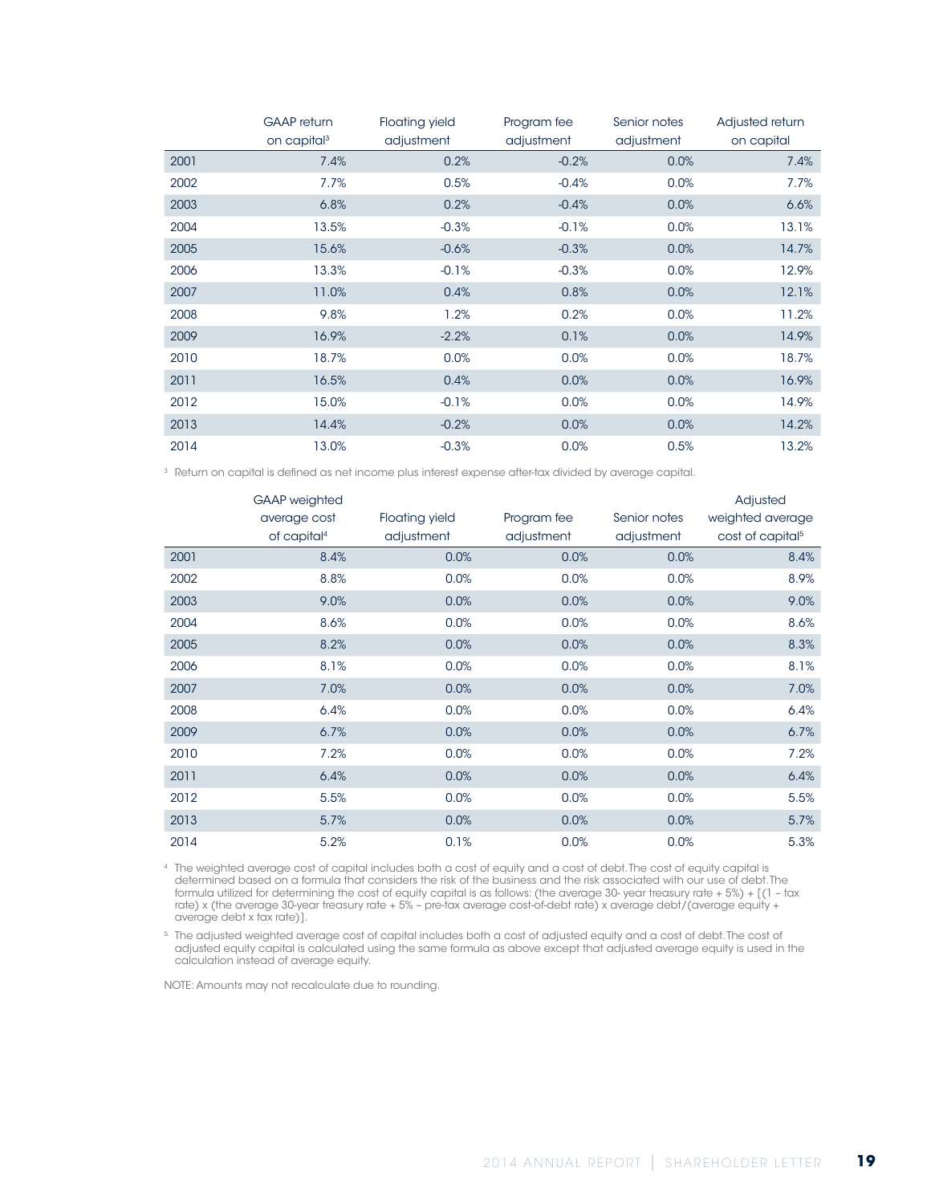| | GAAP return on capital[3] | Floating yield adjustment | Program fee adjustment | Senior notes adjustment | Adjusted return on capital |
|---|---|---|---|---|---|
| 2001 | 7.4% | 0.2% | -0.2% | 0.0% | 7.4% |
| 2002 | 7.7% | 0.5% | -0.4% | 0.0% | 7.7% |
| 2003 | 6.8% | 0.2% | -0.4% | 0.0% | 6.6% |
| 2004 | 13.5% | -0.3% | -0.1% | 0.0% | 13.1% |
| 2005 | 15.6% | -0.6% | -0.3% | 0.0% | 14.7% |
| 2006 | 13.3% | -0.1% | -0.3% | 0.0% | 12.9% |
| 2007 | 11.0% | 0.4% | 0.8% | 0.0% | 12.1% |
| 2008 | 9.8% | 1.2% | 0.2% | 0.0% | 11.2% |
| 2009 | 16.9% | -2.2% | 0.1% | 0.0% | 14.9% |
| 2010 | 18.7% | 0.0% | 0.0% | 0.0% | 18.7% |
| 2011 | 16.5% | 0.4% | 0.0% | 0.0% | 16.9% |
| 2012 | 15.0% | -0.1% | 0.0% | 0.0% | 14.9% |
| 2013 | 14.4% | -0.2% | 0.0% | 0.0% | 14.2% |
| 2014 | 13.0% | -0.3% | 0.0% | 0.5% | 13.2% |

[3] Return on capital is defined as net income plus interest expense after-tax divided by average capital.

| | GAAP weighted average cost of capital[4] | Floating yield adjustment | Program fee adjustment | Senior notes adjustment | Adjusted weighted average cost of capital[5] |
|---|---|---|---|---|---|
| 2001 | 8.4% | 0.0% | 0.0% | 0.0% | 8.4% |
| 2002 | 8.8% | 0.0% | 0.0% | 0.0% | 8.9% |
| 2003 | 9.0% | 0.0% | 0.0% | 0.0% | 9.0% |
| 2004 | 8.6% | 0.0% | 0.0% | 0.0% | 8.6% |
| 2005 | 8.2% | 0.0% | 0.0% | 0.0% | 8.3% |
| 2006 | 8.1% | 0.0% | 0.0% | 0.0% | 8.1% |
| 2007 | 7.0% | 0.0% | 0.0% | 0.0% | 7.0% |
| 2008 | 6.4% | 0.0% | 0.0% | 0.0% | 6.4% |
| 2009 | 6.7% | 0.0% | 0.0% | 0.0% | 6.7% |
| 2010 | 7.2% | 0.0% | 0.0% | 0.0% | 7.2% |
| 2011 | 6.4% | 0.0% | 0.0% | 0.0% | 6.4% |
| 2012 | 5.5% | 0.0% | 0.0% | 0.0% | 5.5% |
| 2013 | 5.7% | 0.0% | 0.0% | 0.0% | 5.7% |
| 2014 | 5.2% | 0.1% | 0.0% | 0.0% | 5.3% |

[4] The weighted average cost of capital includes both a cost of equity and a cost of debt. The cost of equity capital is determined based on a formula that considers the risk of the business and the risk associated with our use of debt. The formula utilized for determining the cost of equity capital is as follows: (the average 30- year treasury rate + 5%) + [(1 – tax rate) x (the average 30-year treasury rate + 5% – pre-tax average cost-of-debt rate) x average debt/(average equity + average debt x tax rate)].

[5] The adjusted weighted average cost of capital includes both a cost of adjusted equity and a cost of debt. The cost of adjusted equity capital is calculated using the same formula as above except that adjusted average equity is used in the calculation instead of average equity.

NOTE: Amounts may not recalculate due to rounding.